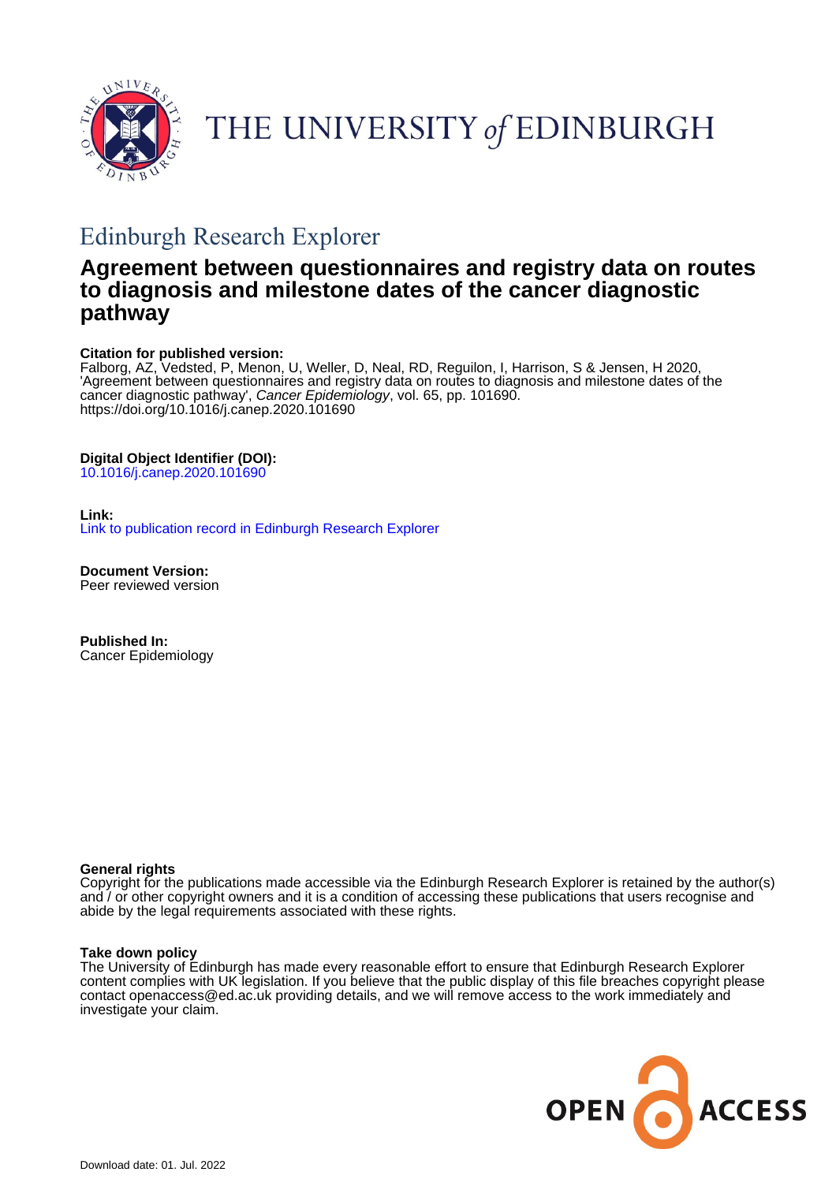# THE UNIVERSITY of EDINBURGH

## Edinburgh Research Explorer

# Agreement between questionnaires and registry data on routes to diagnosis and milestone dates of the cancer diagnostic pathway

**Citation for published version:**
Falborg, AZ, Vedsted, P, Menon, U, Weller, D, Neal, RD, Reguilon, I, Harrison, S & Jensen, H 2020, 'Agreement between questionnaires and registry data on routes to diagnosis and milestone dates of the cancer diagnostic pathway', *Cancer Epidemiology*, vol. 65, pp. 101690.
https://doi.org/10.1016/j.canep.2020.101690

**Digital Object Identifier (DOI):**
10.1016/j.canep.2020.101690

**Link:**
Link to publication record in Edinburgh Research Explorer

**Document Version:**
Peer reviewed version

**Published In:**
Cancer Epidemiology

**General rights**
Copyright for the publications made accessible via the Edinburgh Research Explorer is retained by the author(s) and / or other copyright owners and it is a condition of accessing these publications that users recognise and abide by the legal requirements associated with these rights.

**Take down policy**
The University of Edinburgh has made every reasonable effort to ensure that Edinburgh Research Explorer content complies with UK legislation. If you believe that the public display of this file breaches copyright please contact openaccess@ed.ac.uk providing details, and we will remove access to the work immediately and investigate your claim.

OPEN ACCESS

Download date: 01. Jul. 2022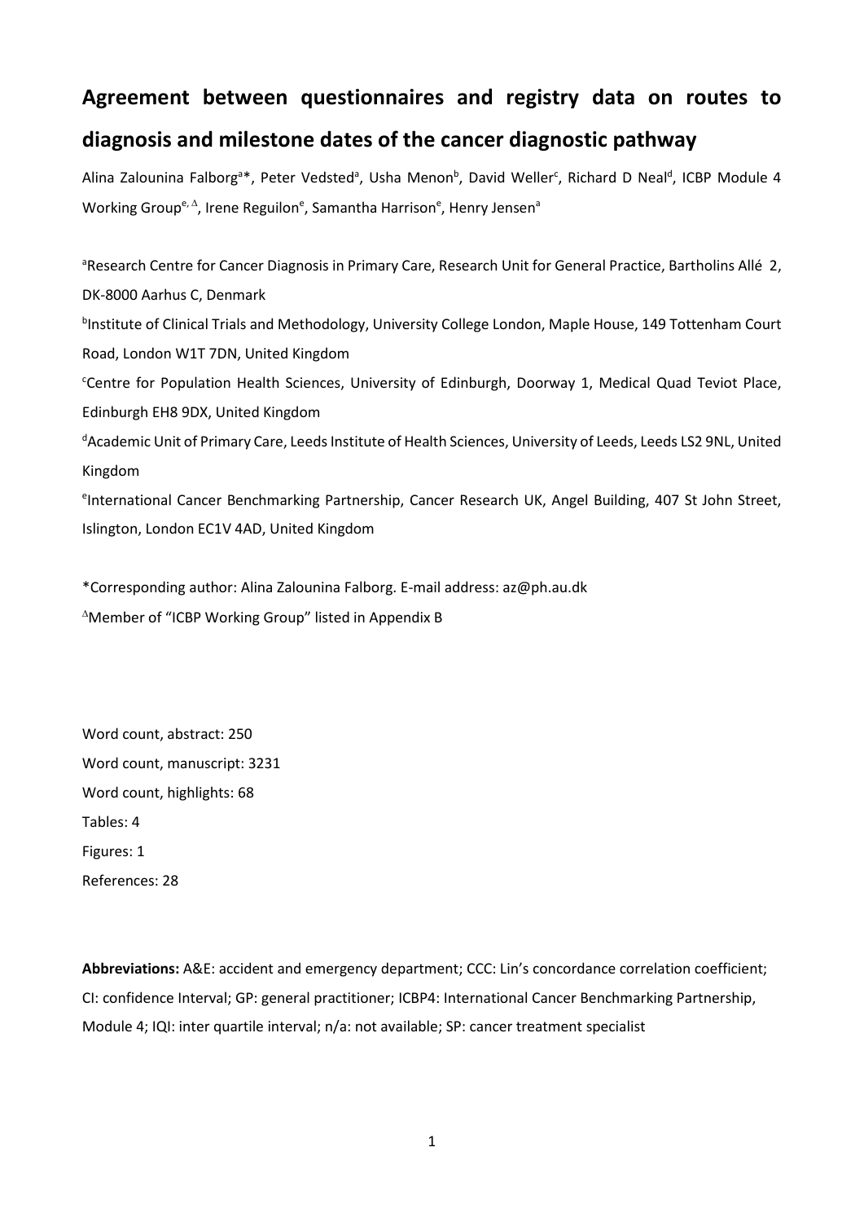# Agreement between questionnaires and registry data on routes to diagnosis and milestone dates of the cancer diagnostic pathway

Alina Zalounina Falborg[a]*, Peter Vedsted[a], Usha Menon[b], David Weller[c], Richard D Neal[d], ICBP Module 4 Working Group[e, Δ], Irene Reguilon[e], Samantha Harrison[e], Henry Jensen[a]

[a]Research Centre for Cancer Diagnosis in Primary Care, Research Unit for General Practice, Bartholins Allé 2, DK-8000 Aarhus C, Denmark

[b]Institute of Clinical Trials and Methodology, University College London, Maple House, 149 Tottenham Court Road, London W1T 7DN, United Kingdom

[c]Centre for Population Health Sciences, University of Edinburgh, Doorway 1, Medical Quad Teviot Place, Edinburgh EH8 9DX, United Kingdom

[d]Academic Unit of Primary Care, Leeds Institute of Health Sciences, University of Leeds, Leeds LS2 9NL, United Kingdom

[e]International Cancer Benchmarking Partnership, Cancer Research UK, Angel Building, 407 St John Street, Islington, London EC1V 4AD, United Kingdom

*Corresponding author: Alina Zalounina Falborg. E-mail address: az@ph.au.dk

[Δ]Member of "ICBP Working Group" listed in Appendix B

Word count, abstract: 250

Word count, manuscript: 3231

Word count, highlights: 68

Tables: 4

Figures: 1

References: 28

**Abbreviations:** A&E: accident and emergency department; CCC: Lin's concordance correlation coefficient; CI: confidence Interval; GP: general practitioner; ICBP4: International Cancer Benchmarking Partnership, Module 4; IQI: inter quartile interval; n/a: not available; SP: cancer treatment specialist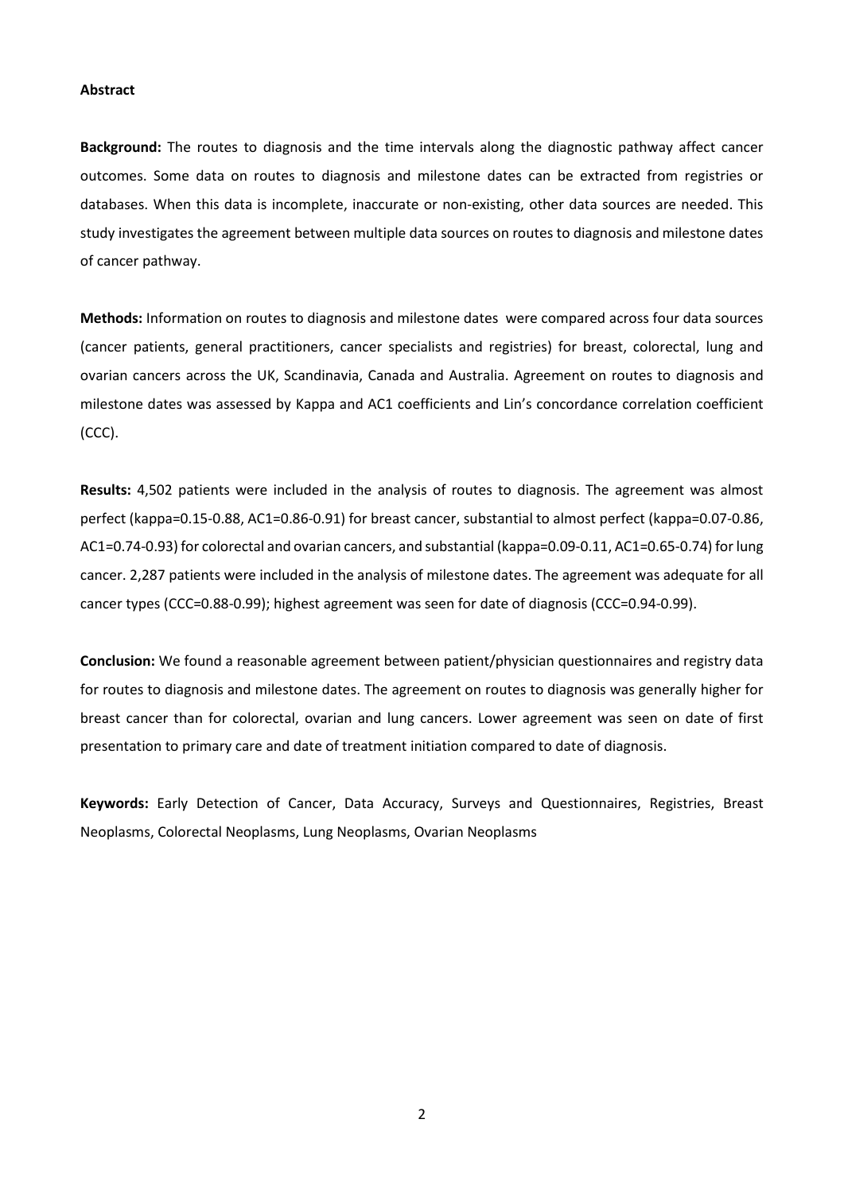## Abstract

**Background:** The routes to diagnosis and the time intervals along the diagnostic pathway affect cancer outcomes. Some data on routes to diagnosis and milestone dates can be extracted from registries or databases. When this data is incomplete, inaccurate or non-existing, other data sources are needed. This study investigates the agreement between multiple data sources on routes to diagnosis and milestone dates of cancer pathway.

**Methods:** Information on routes to diagnosis and milestone dates were compared across four data sources (cancer patients, general practitioners, cancer specialists and registries) for breast, colorectal, lung and ovarian cancers across the UK, Scandinavia, Canada and Australia. Agreement on routes to diagnosis and milestone dates was assessed by Kappa and AC1 coefficients and Lin's concordance correlation coefficient (CCC).

**Results:** 4,502 patients were included in the analysis of routes to diagnosis. The agreement was almost perfect (kappa=0.15-0.88, AC1=0.86-0.91) for breast cancer, substantial to almost perfect (kappa=0.07-0.86, AC1=0.74-0.93) for colorectal and ovarian cancers, and substantial (kappa=0.09-0.11, AC1=0.65-0.74) for lung cancer. 2,287 patients were included in the analysis of milestone dates. The agreement was adequate for all cancer types (CCC=0.88-0.99); highest agreement was seen for date of diagnosis (CCC=0.94-0.99).

**Conclusion:** We found a reasonable agreement between patient/physician questionnaires and registry data for routes to diagnosis and milestone dates. The agreement on routes to diagnosis was generally higher for breast cancer than for colorectal, ovarian and lung cancers. Lower agreement was seen on date of first presentation to primary care and date of treatment initiation compared to date of diagnosis.

**Keywords:** Early Detection of Cancer, Data Accuracy, Surveys and Questionnaires, Registries, Breast Neoplasms, Colorectal Neoplasms, Lung Neoplasms, Ovarian Neoplasms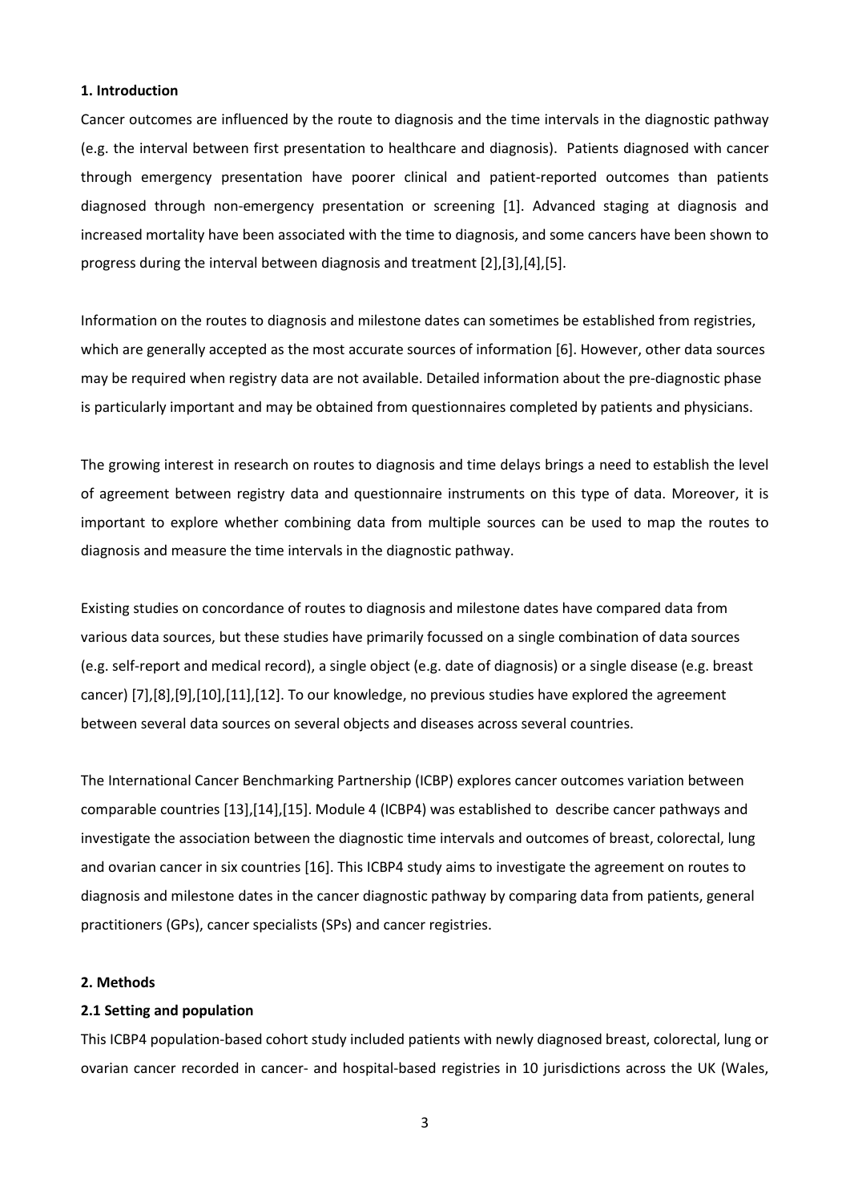## 1. Introduction

Cancer outcomes are influenced by the route to diagnosis and the time intervals in the diagnostic pathway (e.g. the interval between first presentation to healthcare and diagnosis). Patients diagnosed with cancer through emergency presentation have poorer clinical and patient-reported outcomes than patients diagnosed through non-emergency presentation or screening [1]. Advanced staging at diagnosis and increased mortality have been associated with the time to diagnosis, and some cancers have been shown to progress during the interval between diagnosis and treatment [2],[3],[4],[5].

Information on the routes to diagnosis and milestone dates can sometimes be established from registries, which are generally accepted as the most accurate sources of information [6]. However, other data sources may be required when registry data are not available. Detailed information about the pre-diagnostic phase is particularly important and may be obtained from questionnaires completed by patients and physicians.

The growing interest in research on routes to diagnosis and time delays brings a need to establish the level of agreement between registry data and questionnaire instruments on this type of data. Moreover, it is important to explore whether combining data from multiple sources can be used to map the routes to diagnosis and measure the time intervals in the diagnostic pathway.

Existing studies on concordance of routes to diagnosis and milestone dates have compared data from various data sources, but these studies have primarily focussed on a single combination of data sources (e.g. self-report and medical record), a single object (e.g. date of diagnosis) or a single disease (e.g. breast cancer) [7],[8],[9],[10],[11],[12]. To our knowledge, no previous studies have explored the agreement between several data sources on several objects and diseases across several countries.

The International Cancer Benchmarking Partnership (ICBP) explores cancer outcomes variation between comparable countries [13],[14],[15]. Module 4 (ICBP4) was established to describe cancer pathways and investigate the association between the diagnostic time intervals and outcomes of breast, colorectal, lung and ovarian cancer in six countries [16]. This ICBP4 study aims to investigate the agreement on routes to diagnosis and milestone dates in the cancer diagnostic pathway by comparing data from patients, general practitioners (GPs), cancer specialists (SPs) and cancer registries.

## 2. Methods

### 2.1 Setting and population

This ICBP4 population-based cohort study included patients with newly diagnosed breast, colorectal, lung or ovarian cancer recorded in cancer- and hospital-based registries in 10 jurisdictions across the UK (Wales,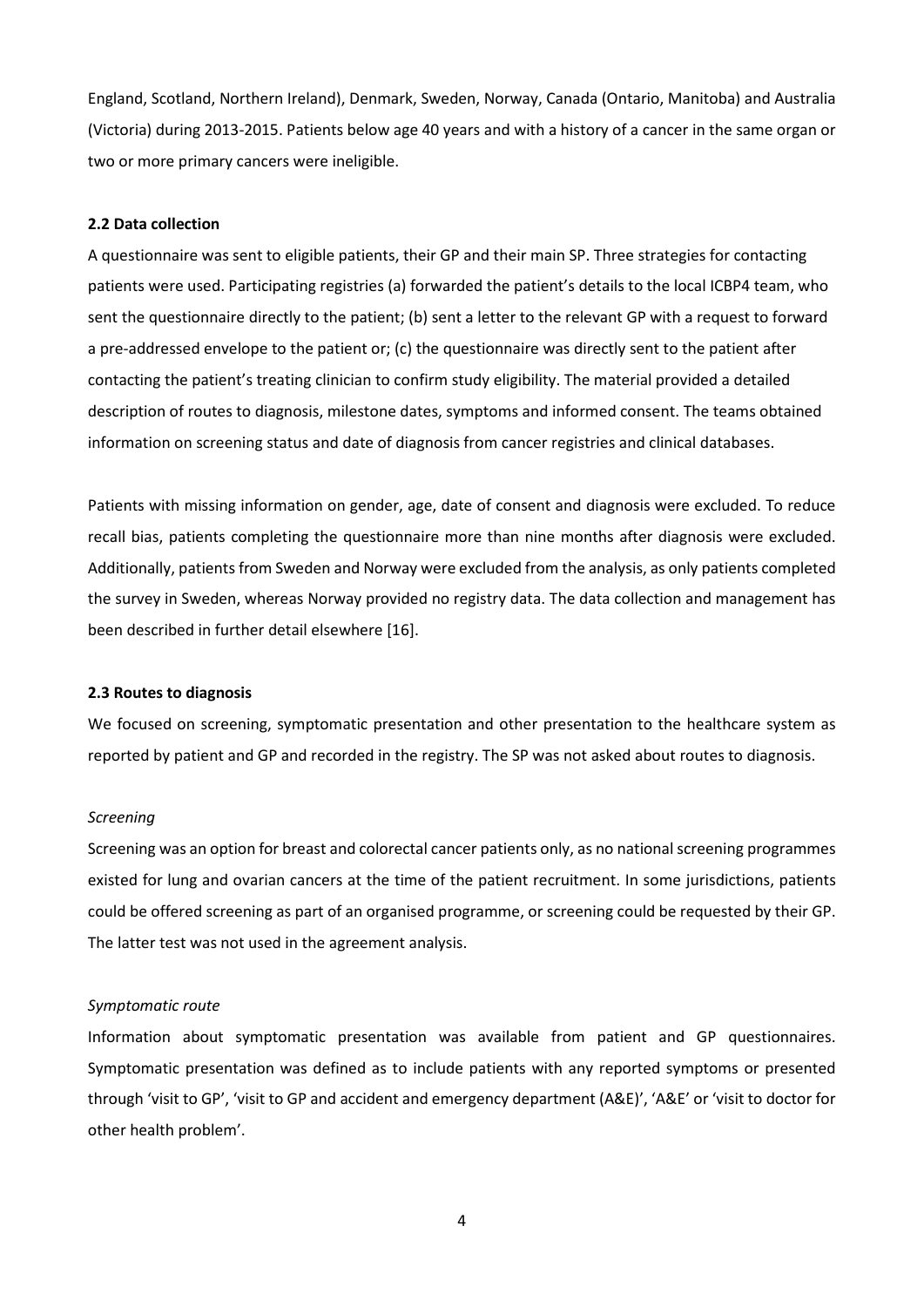England, Scotland, Northern Ireland), Denmark, Sweden, Norway, Canada (Ontario, Manitoba) and Australia (Victoria) during 2013-2015. Patients below age 40 years and with a history of a cancer in the same organ or two or more primary cancers were ineligible.

### 2.2 Data collection

A questionnaire was sent to eligible patients, their GP and their main SP. Three strategies for contacting patients were used. Participating registries (a) forwarded the patient's details to the local ICBP4 team, who sent the questionnaire directly to the patient; (b) sent a letter to the relevant GP with a request to forward a pre-addressed envelope to the patient or; (c) the questionnaire was directly sent to the patient after contacting the patient's treating clinician to confirm study eligibility. The material provided a detailed description of routes to diagnosis, milestone dates, symptoms and informed consent. The teams obtained information on screening status and date of diagnosis from cancer registries and clinical databases.

Patients with missing information on gender, age, date of consent and diagnosis were excluded. To reduce recall bias, patients completing the questionnaire more than nine months after diagnosis were excluded. Additionally, patients from Sweden and Norway were excluded from the analysis, as only patients completed the survey in Sweden, whereas Norway provided no registry data. The data collection and management has been described in further detail elsewhere [16].

### 2.3 Routes to diagnosis

We focused on screening, symptomatic presentation and other presentation to the healthcare system as reported by patient and GP and recorded in the registry. The SP was not asked about routes to diagnosis.

*Screening*

Screening was an option for breast and colorectal cancer patients only, as no national screening programmes existed for lung and ovarian cancers at the time of the patient recruitment. In some jurisdictions, patients could be offered screening as part of an organised programme, or screening could be requested by their GP. The latter test was not used in the agreement analysis.

*Symptomatic route*

Information about symptomatic presentation was available from patient and GP questionnaires. Symptomatic presentation was defined as to include patients with any reported symptoms or presented through 'visit to GP', 'visit to GP and accident and emergency department (A&E)', 'A&E' or 'visit to doctor for other health problem'.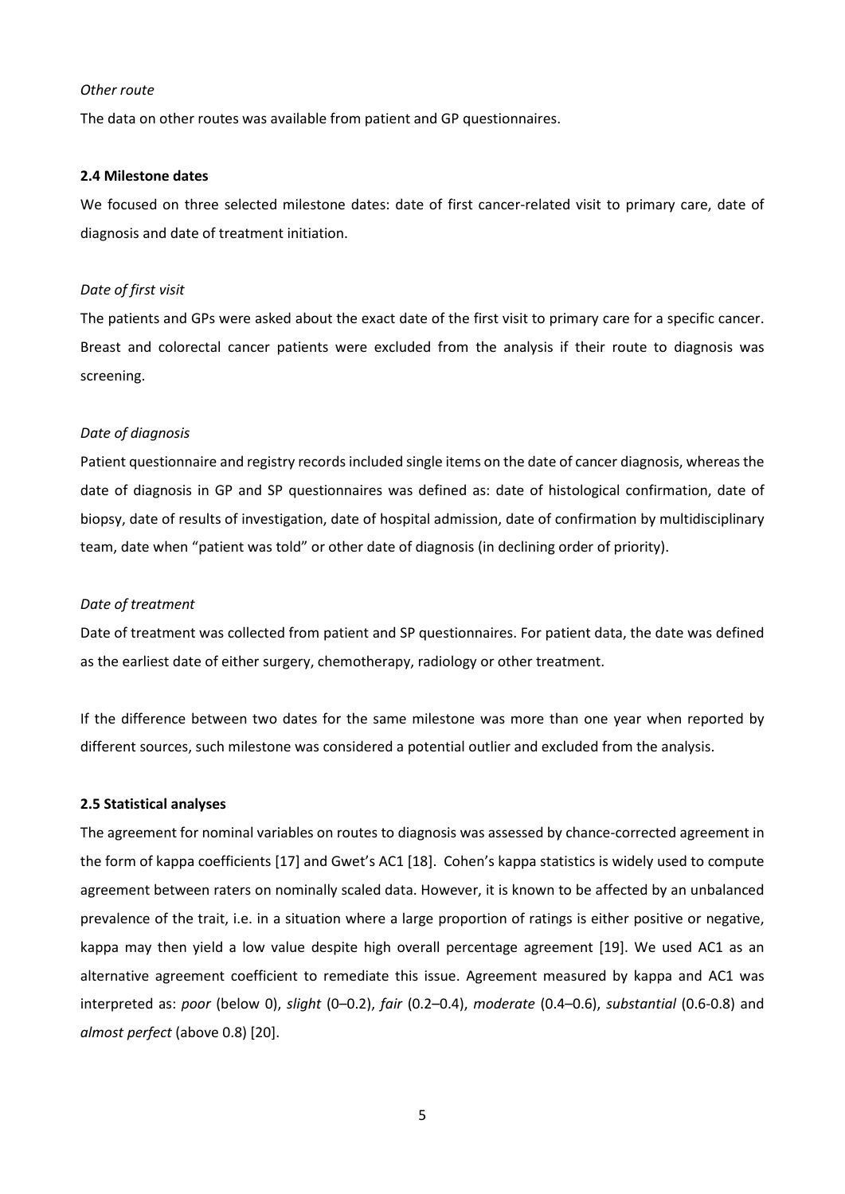*Other route*

The data on other routes was available from patient and GP questionnaires.

**2.4 Milestone dates**

We focused on three selected milestone dates: date of first cancer-related visit to primary care, date of diagnosis and date of treatment initiation.

*Date of first visit*

The patients and GPs were asked about the exact date of the first visit to primary care for a specific cancer. Breast and colorectal cancer patients were excluded from the analysis if their route to diagnosis was screening.

*Date of diagnosis*

Patient questionnaire and registry records included single items on the date of cancer diagnosis, whereas the date of diagnosis in GP and SP questionnaires was defined as: date of histological confirmation, date of biopsy, date of results of investigation, date of hospital admission, date of confirmation by multidisciplinary team, date when "patient was told" or other date of diagnosis (in declining order of priority).

*Date of treatment*

Date of treatment was collected from patient and SP questionnaires. For patient data, the date was defined as the earliest date of either surgery, chemotherapy, radiology or other treatment.

If the difference between two dates for the same milestone was more than one year when reported by different sources, such milestone was considered a potential outlier and excluded from the analysis.

**2.5 Statistical analyses**

The agreement for nominal variables on routes to diagnosis was assessed by chance-corrected agreement in the form of kappa coefficients [17] and Gwet's AC1 [18]. Cohen's kappa statistics is widely used to compute agreement between raters on nominally scaled data. However, it is known to be affected by an unbalanced prevalence of the trait, i.e. in a situation where a large proportion of ratings is either positive or negative, kappa may then yield a low value despite high overall percentage agreement [19]. We used AC1 as an alternative agreement coefficient to remediate this issue. Agreement measured by kappa and AC1 was interpreted as: *poor* (below 0), *slight* (0–0.2), *fair* (0.2–0.4), *moderate* (0.4–0.6), *substantial* (0.6-0.8) and *almost perfect* (above 0.8) [20].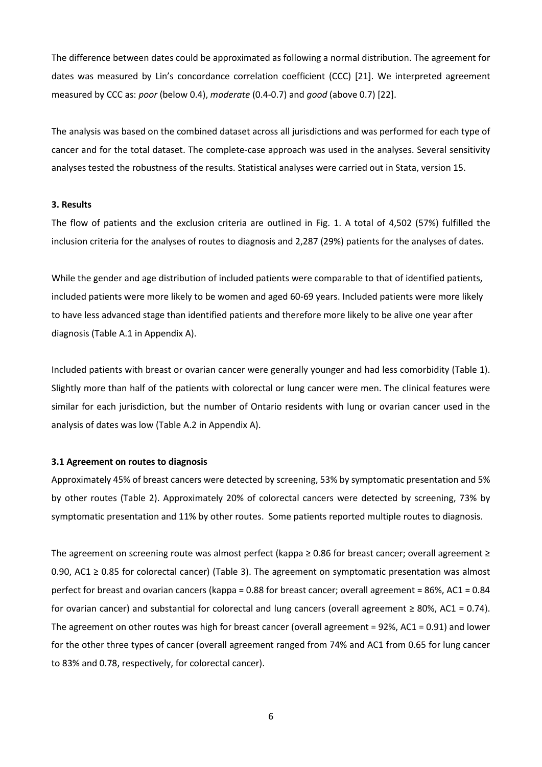The difference between dates could be approximated as following a normal distribution. The agreement for dates was measured by Lin's concordance correlation coefficient (CCC) [21]. We interpreted agreement measured by CCC as: *poor* (below 0.4), *moderate* (0.4-0.7) and *good* (above 0.7) [22].

The analysis was based on the combined dataset across all jurisdictions and was performed for each type of cancer and for the total dataset. The complete-case approach was used in the analyses. Several sensitivity analyses tested the robustness of the results. Statistical analyses were carried out in Stata, version 15.

### 3. Results

The flow of patients and the exclusion criteria are outlined in Fig. 1. A total of 4,502 (57%) fulfilled the inclusion criteria for the analyses of routes to diagnosis and 2,287 (29%) patients for the analyses of dates.

While the gender and age distribution of included patients were comparable to that of identified patients, included patients were more likely to be women and aged 60-69 years. Included patients were more likely to have less advanced stage than identified patients and therefore more likely to be alive one year after diagnosis (Table A.1 in Appendix A).

Included patients with breast or ovarian cancer were generally younger and had less comorbidity (Table 1). Slightly more than half of the patients with colorectal or lung cancer were men. The clinical features were similar for each jurisdiction, but the number of Ontario residents with lung or ovarian cancer used in the analysis of dates was low (Table A.2 in Appendix A).

#### 3.1 Agreement on routes to diagnosis

Approximately 45% of breast cancers were detected by screening, 53% by symptomatic presentation and 5% by other routes (Table 2). Approximately 20% of colorectal cancers were detected by screening, 73% by symptomatic presentation and 11% by other routes. Some patients reported multiple routes to diagnosis.

The agreement on screening route was almost perfect (kappa ≥ 0.86 for breast cancer; overall agreement ≥ 0.90, AC1 ≥ 0.85 for colorectal cancer) (Table 3). The agreement on symptomatic presentation was almost perfect for breast and ovarian cancers (kappa = 0.88 for breast cancer; overall agreement = 86%, AC1 = 0.84 for ovarian cancer) and substantial for colorectal and lung cancers (overall agreement ≥ 80%, AC1 = 0.74). The agreement on other routes was high for breast cancer (overall agreement = 92%, AC1 = 0.91) and lower for the other three types of cancer (overall agreement ranged from 74% and AC1 from 0.65 for lung cancer to 83% and 0.78, respectively, for colorectal cancer).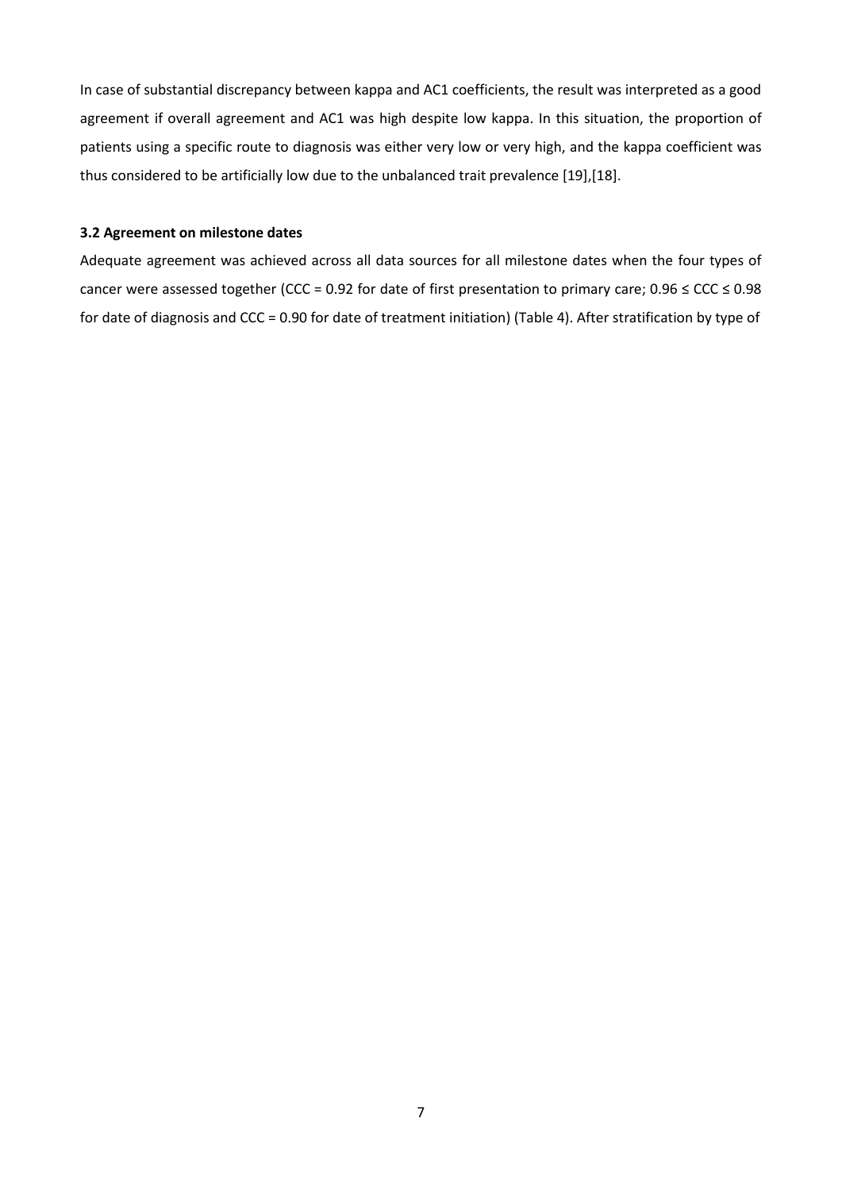In case of substantial discrepancy between kappa and AC1 coefficients, the result was interpreted as a good agreement if overall agreement and AC1 was high despite low kappa. In this situation, the proportion of patients using a specific route to diagnosis was either very low or very high, and the kappa coefficient was thus considered to be artificially low due to the unbalanced trait prevalence [19],[18].

### 3.2 Agreement on milestone dates

Adequate agreement was achieved across all data sources for all milestone dates when the four types of cancer were assessed together (CCC = 0.92 for date of first presentation to primary care; 0.96 ≤ CCC ≤ 0.98 for date of diagnosis and CCC = 0.90 for date of treatment initiation) (Table 4). After stratification by type of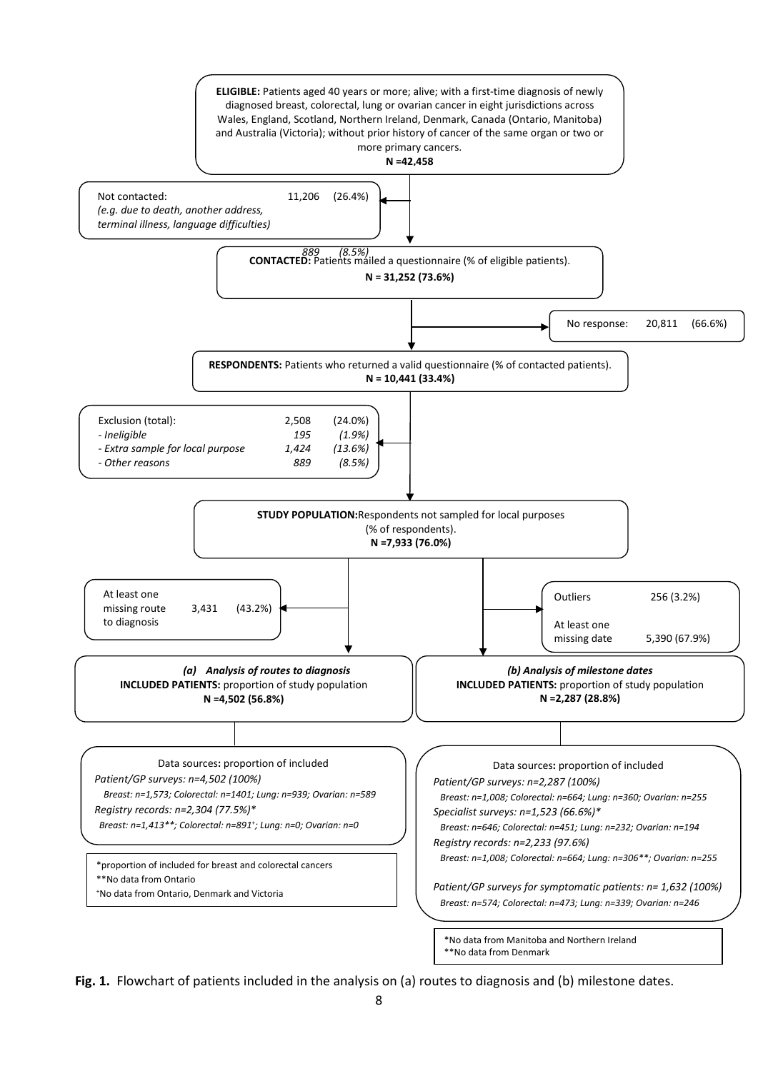**ELIGIBLE:** Patients aged 40 years or more; alive; with a first-time diagnosis of newly diagnosed breast, colorectal, lung or ovarian cancer in eight jurisdictions across Wales, England, Scotland, Northern Ireland, Denmark, Canada (Ontario, Manitoba) and Australia (Victoria); without prior history of cancer of the same organ or two or more primary cancers.
**N =42,458**

Not contacted: 11,206 (26.4%)
*(e.g. due to death, another address, terminal illness, language difficulties)*

*889 (8.5%)*
**CONTACTED:** Patients mailed a questionnaire (% of eligible patients).
**N = 31,252 (73.6%)**

No response: 20,811 (66.6%)

**RESPONDENTS:** Patients who returned a valid questionnaire (% of contacted patients).
**N = 10,441 (33.4%)**

Exclusion (total): 2,508 (24.0%)
- *Ineligible* *195* *(1.9%)*
- *Extra sample for local purpose* *1,424* *(13.6%)*
- *Other reasons* *889* *(8.5%)*

**STUDY POPULATION:** Respondents not sampled for local purposes (% of respondents).
**N =7,933 (76.0%)**

At least one missing route to diagnosis 3,431 (43.2%)

Outliers 256 (3.2%)
At least one missing date 5,390 (67.9%)

***(a) Analysis of routes to diagnosis***
**INCLUDED PATIENTS:** proportion of study population
**N =4,502 (56.8%)**

Data sources**:** proportion of included
*Patient/GP surveys: n=4,502 (100%)*
*Breast: n=1,573; Colorectal: n=1401; Lung: n=939; Ovarian: n=589*
*Registry records: n=2,304 (77.5%)**
*Breast: n=1,413***; Colorectal: n=891⁺; Lung: n=0; Ovarian: n=0*

*proportion of included for breast and colorectal cancers
**No data from Ontario
⁺No data from Ontario, Denmark and Victoria

***(b) Analysis of milestone dates***
**INCLUDED PATIENTS:** proportion of study population
**N =2,287 (28.8%)**

Data sources**:** proportion of included
*Patient/GP surveys: n=2,287 (100%)*
*Breast: n=1,008; Colorectal: n=664; Lung: n=360; Ovarian: n=255*
*Specialist surveys: n=1,523 (66.6%)**
*Breast: n=646; Colorectal: n=451; Lung: n=232; Ovarian: n=194*
*Registry records: n=2,233 (97.6%)*
*Breast: n=1,008; Colorectal: n=664; Lung: n=306**; Ovarian: n=255*

*Patient/GP surveys for symptomatic patients: n= 1,632 (100%)*
*Breast: n=574; Colorectal: n=473; Lung: n=339; Ovarian: n=246*

*No data from Manitoba and Northern Ireland
**No data from Denmark

**Fig. 1.** Flowchart of patients included in the analysis on (a) routes to diagnosis and (b) milestone dates.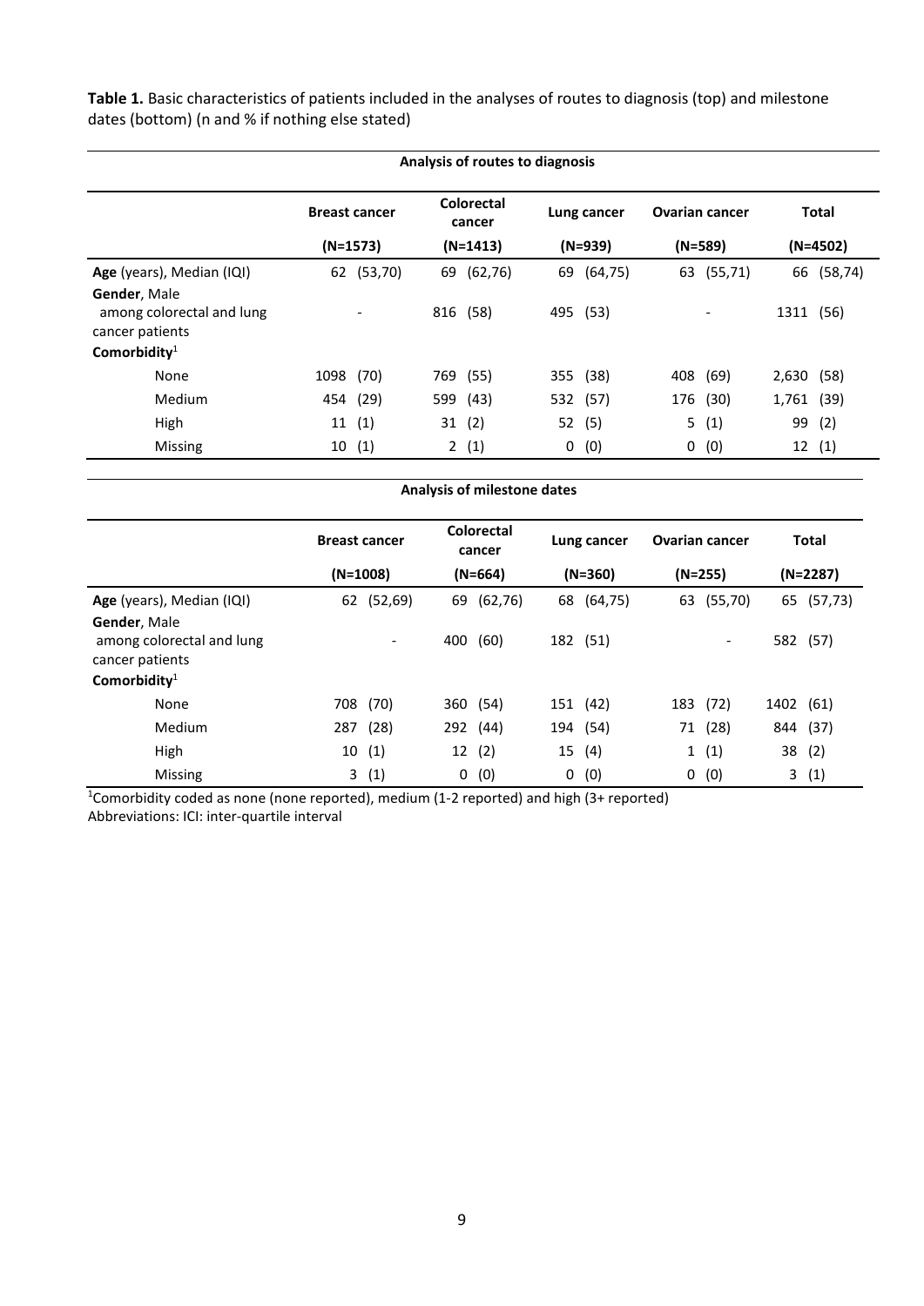**Table 1.** Basic characteristics of patients included in the analyses of routes to diagnosis (top) and milestone dates (bottom) (n and % if nothing else stated)

**Analysis of routes to diagnosis**

| | Breast cancer (N=1573) | Colorectal cancer (N=1413) | Lung cancer (N=939) | Ovarian cancer (N=589) | Total (N=4502) |
|---|---|---|---|---|---|
| **Age** (years), Median (IQI) | 62 (53,70) | 69 (62,76) | 69 (64,75) | 63 (55,71) | 66 (58,74) |
| **Gender**, Male among colorectal and lung cancer patients | - | 816 (58) | 495 (53) | - | 1311 (56) |
| **Comorbidity**[1] | | | | | |
| None | 1098 (70) | 769 (55) | 355 (38) | 408 (69) | 2,630 (58) |
| Medium | 454 (29) | 599 (43) | 532 (57) | 176 (30) | 1,761 (39) |
| High | 11 (1) | 31 (2) | 52 (5) | 5 (1) | 99 (2) |
| Missing | 10 (1) | 2 (1) | 0 (0) | 0 (0) | 12 (1) |

**Analysis of milestone dates**

| | Breast cancer (N=1008) | Colorectal cancer (N=664) | Lung cancer (N=360) | Ovarian cancer (N=255) | Total (N=2287) |
|---|---|---|---|---|---|
| **Age** (years), Median (IQI) | 62 (52,69) | 69 (62,76) | 68 (64,75) | 63 (55,70) | 65 (57,73) |
| **Gender**, Male among colorectal and lung cancer patients | - | 400 (60) | 182 (51) | - | 582 (57) |
| **Comorbidity**[1] | | | | | |
| None | 708 (70) | 360 (54) | 151 (42) | 183 (72) | 1402 (61) |
| Medium | 287 (28) | 292 (44) | 194 (54) | 71 (28) | 844 (37) |
| High | 10 (1) | 12 (2) | 15 (4) | 1 (1) | 38 (2) |
| Missing | 3 (1) | 0 (0) | 0 (0) | 0 (0) | 3 (1) |

[1]Comorbidity coded as none (none reported), medium (1-2 reported) and high (3+ reported)
Abbreviations: ICI: inter-quartile interval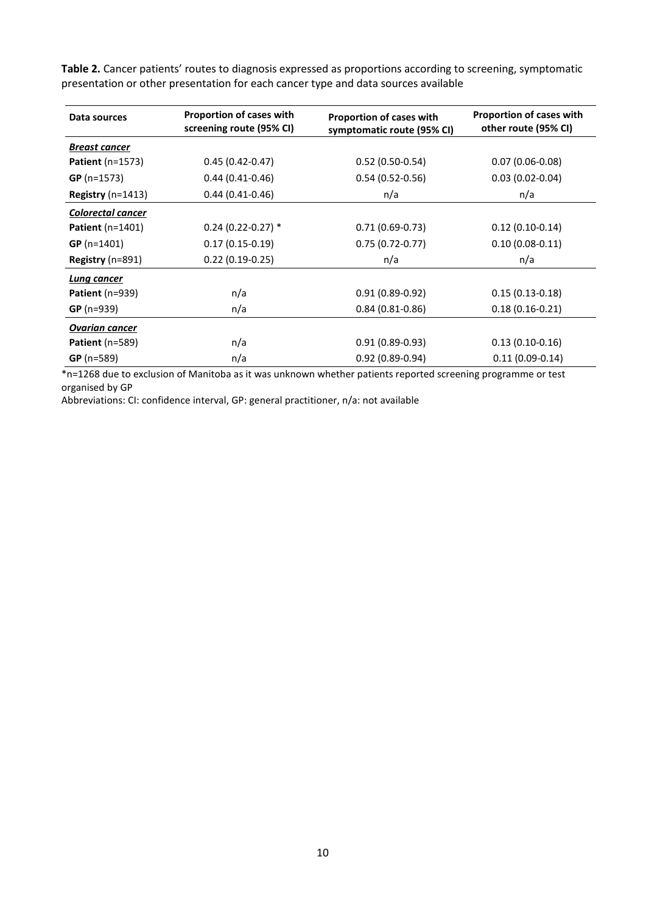**Table 2.** Cancer patients' routes to diagnosis expressed as proportions according to screening, symptomatic presentation or other presentation for each cancer type and data sources available

| Data sources | Proportion of cases with screening route (95% CI) | Proportion of cases with symptomatic route (95% CI) | Proportion of cases with other route (95% CI) |
|---|---|---|---|
| ***Breast cancer*** | | | |
| **Patient** (n=1573) | 0.45 (0.42-0.47) | 0.52 (0.50-0.54) | 0.07 (0.06-0.08) |
| **GP** (n=1573) | 0.44 (0.41-0.46) | 0.54 (0.52-0.56) | 0.03 (0.02-0.04) |
| **Registry** (n=1413) | 0.44 (0.41-0.46) | n/a | n/a |
| ***Colorectal cancer*** | | | |
| **Patient** (n=1401) | 0.24 (0.22-0.27) * | 0.71 (0.69-0.73) | 0.12 (0.10-0.14) |
| **GP** (n=1401) | 0.17 (0.15-0.19) | 0.75 (0.72-0.77) | 0.10 (0.08-0.11) |
| **Registry** (n=891) | 0.22 (0.19-0.25) | n/a | n/a |
| ***Lung cancer*** | | | |
| **Patient** (n=939) | n/a | 0.91 (0.89-0.92) | 0.15 (0.13-0.18) |
| **GP** (n=939) | n/a | 0.84 (0.81-0.86) | 0.18 (0.16-0.21) |
| ***Ovarian cancer*** | | | |
| **Patient** (n=589) | n/a | 0.91 (0.89-0.93) | 0.13 (0.10-0.16) |
| **GP** (n=589) | n/a | 0.92 (0.89-0.94) | 0.11 (0.09-0.14) |

*n=1268 due to exclusion of Manitoba as it was unknown whether patients reported screening programme or test organised by GP

Abbreviations: CI: confidence interval, GP: general practitioner, n/a: not available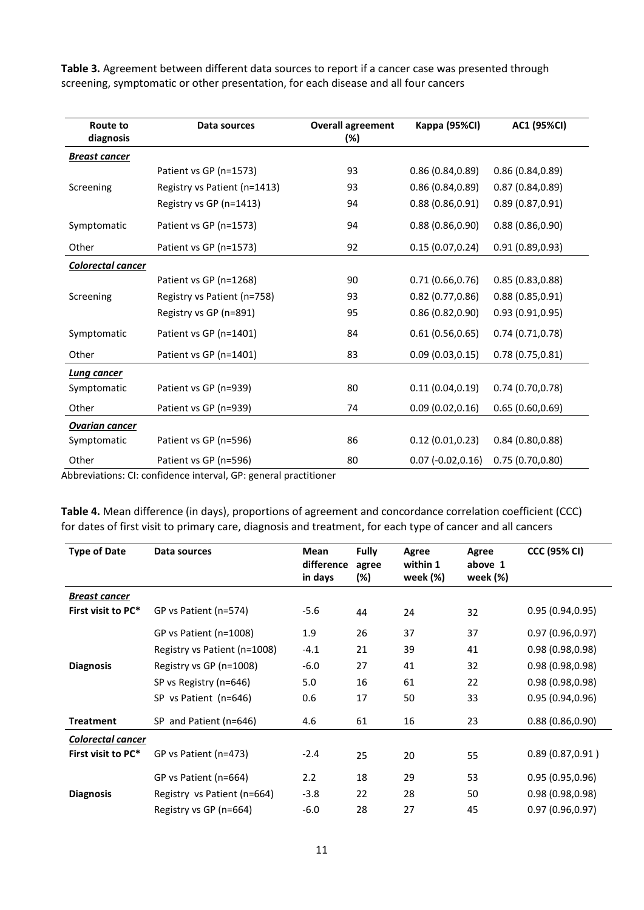**Table 3.** Agreement between different data sources to report if a cancer case was presented through screening, symptomatic or other presentation, for each disease and all four cancers

| Route to diagnosis | Data sources | Overall agreement (%) | Kappa (95%CI) | AC1 (95%CI) |
|---|---|---|---|---|
| ***Breast cancer*** | | | | |
| | Patient vs GP (n=1573) | 93 | 0.86 (0.84,0.89) | 0.86 (0.84,0.89) |
| Screening | Registry vs Patient (n=1413) | 93 | 0.86 (0.84,0.89) | 0.87 (0.84,0.89) |
| | Registry vs GP (n=1413) | 94 | 0.88 (0.86,0.91) | 0.89 (0.87,0.91) |
| Symptomatic | Patient vs GP (n=1573) | 94 | 0.88 (0.86,0.90) | 0.88 (0.86,0.90) |
| Other | Patient vs GP (n=1573) | 92 | 0.15 (0.07,0.24) | 0.91 (0.89,0.93) |
| ***Colorectal cancer*** | | | | |
| | Patient vs GP (n=1268) | 90 | 0.71 (0.66,0.76) | 0.85 (0.83,0.88) |
| Screening | Registry vs Patient (n=758) | 93 | 0.82 (0.77,0.86) | 0.88 (0.85,0.91) |
| | Registry vs GP (n=891) | 95 | 0.86 (0.82,0.90) | 0.93 (0.91,0.95) |
| Symptomatic | Patient vs GP (n=1401) | 84 | 0.61 (0.56,0.65) | 0.74 (0.71,0.78) |
| Other | Patient vs GP (n=1401) | 83 | 0.09 (0.03,0.15) | 0.78 (0.75,0.81) |
| ***Lung cancer*** | | | | |
| Symptomatic | Patient vs GP (n=939) | 80 | 0.11 (0.04,0.19) | 0.74 (0.70,0.78) |
| Other | Patient vs GP (n=939) | 74 | 0.09 (0.02,0.16) | 0.65 (0.60,0.69) |
| ***Ovarian cancer*** | | | | |
| Symptomatic | Patient vs GP (n=596) | 86 | 0.12 (0.01,0.23) | 0.84 (0.80,0.88) |
| Other | Patient vs GP (n=596) | 80 | 0.07 (-0.02,0.16) | 0.75 (0.70,0.80) |

Abbreviations: CI: confidence interval, GP: general practitioner

**Table 4.** Mean difference (in days), proportions of agreement and concordance correlation coefficient (CCC) for dates of first visit to primary care, diagnosis and treatment, for each type of cancer and all cancers

| Type of Date | Data sources | Mean difference in days | Fully agree (%) | Agree within 1 week (%) | Agree above 1 week (%) | CCC (95% CI) |
|---|---|---|---|---|---|---|
| ***Breast cancer*** | | | | | | |
| **First visit to PC*** | GP vs Patient (n=574) | -5.6 | 44 | 24 | 32 | 0.95 (0.94,0.95) |
| | GP vs Patient (n=1008) | 1.9 | 26 | 37 | 37 | 0.97 (0.96,0.97) |
| | Registry vs Patient (n=1008) | -4.1 | 21 | 39 | 41 | 0.98 (0.98,0.98) |
| **Diagnosis** | Registry vs GP (n=1008) | -6.0 | 27 | 41 | 32 | 0.98 (0.98,0.98) |
| | SP vs Registry (n=646) | 5.0 | 16 | 61 | 22 | 0.98 (0.98,0.98) |
| | SP vs Patient (n=646) | 0.6 | 17 | 50 | 33 | 0.95 (0.94,0.96) |
| **Treatment** | SP and Patient (n=646) | 4.6 | 61 | 16 | 23 | 0.88 (0.86,0.90) |
| ***Colorectal cancer*** | | | | | | |
| **First visit to PC*** | GP vs Patient (n=473) | -2.4 | 25 | 20 | 55 | 0.89 (0.87,0.91 ) |
| | GP vs Patient (n=664) | 2.2 | 18 | 29 | 53 | 0.95 (0.95,0.96) |
| **Diagnosis** | Registry vs Patient (n=664) | -3.8 | 22 | 28 | 50 | 0.98 (0.98,0.98) |
| | Registry vs GP (n=664) | -6.0 | 28 | 27 | 45 | 0.97 (0.96,0.97) |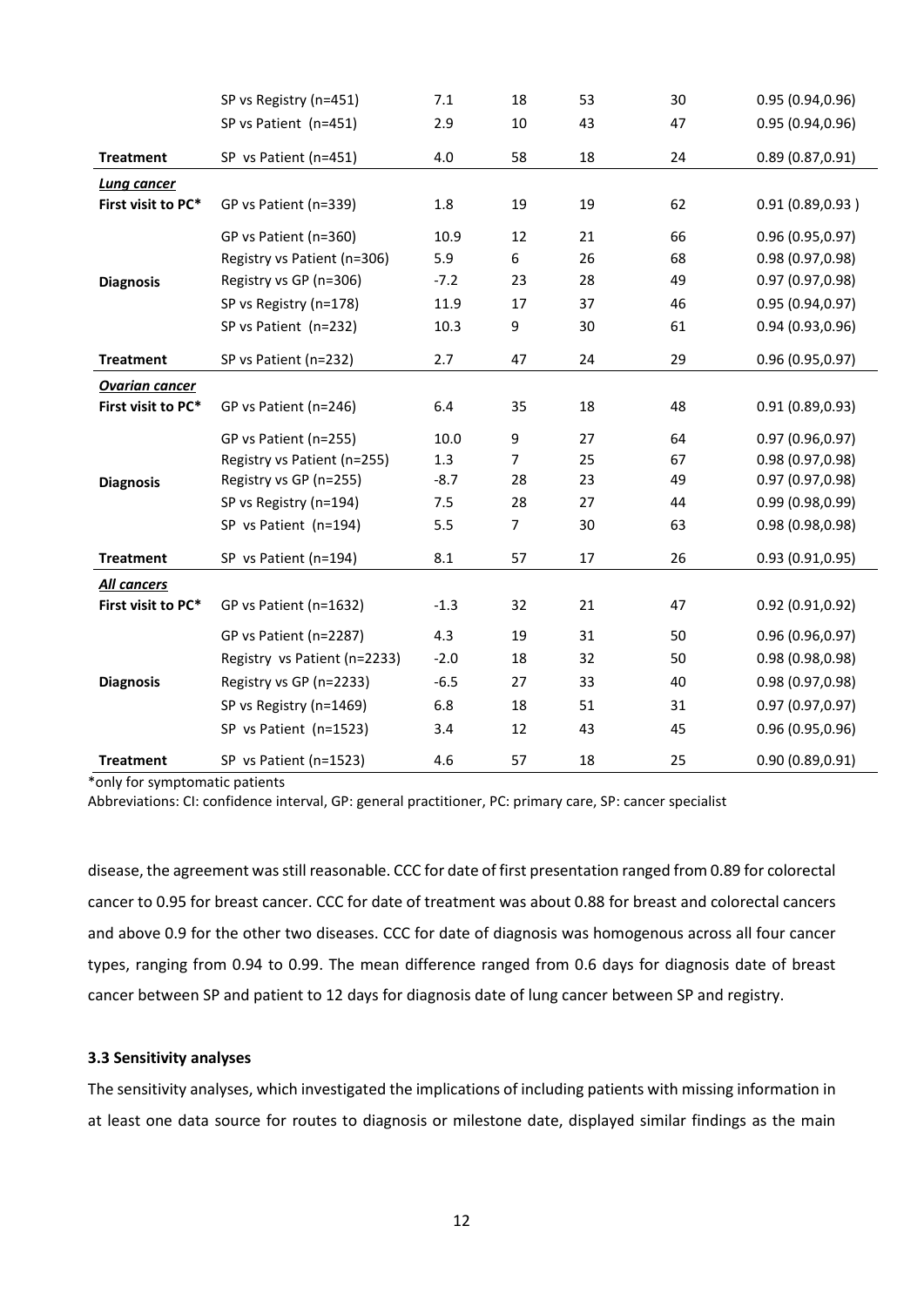| | | | | | | |
|---|---|---|---|---|---|---|
| | SP vs Registry (n=451) | 7.1 | 18 | 53 | 30 | 0.95 (0.94,0.96) |
| | SP vs Patient (n=451) | 2.9 | 10 | 43 | 47 | 0.95 (0.94,0.96) |
| **Treatment** | SP vs Patient (n=451) | 4.0 | 58 | 18 | 24 | 0.89 (0.87,0.91) |
| ***Lung cancer*** | | | | | | |
| **First visit to PC*** | GP vs Patient (n=339) | 1.8 | 19 | 19 | 62 | 0.91 (0.89,0.93 ) |
| **Diagnosis** | GP vs Patient (n=360) | 10.9 | 12 | 21 | 66 | 0.96 (0.95,0.97) |
| | Registry vs Patient (n=306) | 5.9 | 6 | 26 | 68 | 0.98 (0.97,0.98) |
| | Registry vs GP (n=306) | -7.2 | 23 | 28 | 49 | 0.97 (0.97,0.98) |
| | SP vs Registry (n=178) | 11.9 | 17 | 37 | 46 | 0.95 (0.94,0.97) |
| | SP vs Patient (n=232) | 10.3 | 9 | 30 | 61 | 0.94 (0.93,0.96) |
| **Treatment** | SP vs Patient (n=232) | 2.7 | 47 | 24 | 29 | 0.96 (0.95,0.97) |
| ***Ovarian cancer*** | | | | | | |
| **First visit to PC*** | GP vs Patient (n=246) | 6.4 | 35 | 18 | 48 | 0.91 (0.89,0.93) |
| **Diagnosis** | GP vs Patient (n=255) | 10.0 | 9 | 27 | 64 | 0.97 (0.96,0.97) |
| | Registry vs Patient (n=255) | 1.3 | 7 | 25 | 67 | 0.98 (0.97,0.98) |
| | Registry vs GP (n=255) | -8.7 | 28 | 23 | 49 | 0.97 (0.97,0.98) |
| | SP vs Registry (n=194) | 7.5 | 28 | 27 | 44 | 0.99 (0.98,0.99) |
| | SP vs Patient (n=194) | 5.5 | 7 | 30 | 63 | 0.98 (0.98,0.98) |
| **Treatment** | SP vs Patient (n=194) | 8.1 | 57 | 17 | 26 | 0.93 (0.91,0.95) |
| ***All cancers*** | | | | | | |
| **First visit to PC*** | GP vs Patient (n=1632) | -1.3 | 32 | 21 | 47 | 0.92 (0.91,0.92) |
| **Diagnosis** | GP vs Patient (n=2287) | 4.3 | 19 | 31 | 50 | 0.96 (0.96,0.97) |
| | Registry vs Patient (n=2233) | -2.0 | 18 | 32 | 50 | 0.98 (0.98,0.98) |
| | Registry vs GP (n=2233) | -6.5 | 27 | 33 | 40 | 0.98 (0.97,0.98) |
| | SP vs Registry (n=1469) | 6.8 | 18 | 51 | 31 | 0.97 (0.97,0.97) |
| | SP vs Patient (n=1523) | 3.4 | 12 | 43 | 45 | 0.96 (0.95,0.96) |
| **Treatment** | SP vs Patient (n=1523) | 4.6 | 57 | 18 | 25 | 0.90 (0.89,0.91) |

*only for symptomatic patients

Abbreviations: CI: confidence interval, GP: general practitioner, PC: primary care, SP: cancer specialist

disease, the agreement was still reasonable. CCC for date of first presentation ranged from 0.89 for colorectal cancer to 0.95 for breast cancer. CCC for date of treatment was about 0.88 for breast and colorectal cancers and above 0.9 for the other two diseases. CCC for date of diagnosis was homogenous across all four cancer types, ranging from 0.94 to 0.99. The mean difference ranged from 0.6 days for diagnosis date of breast cancer between SP and patient to 12 days for diagnosis date of lung cancer between SP and registry.

### 3.3 Sensitivity analyses

The sensitivity analyses, which investigated the implications of including patients with missing information in at least one data source for routes to diagnosis or milestone date, displayed similar findings as the main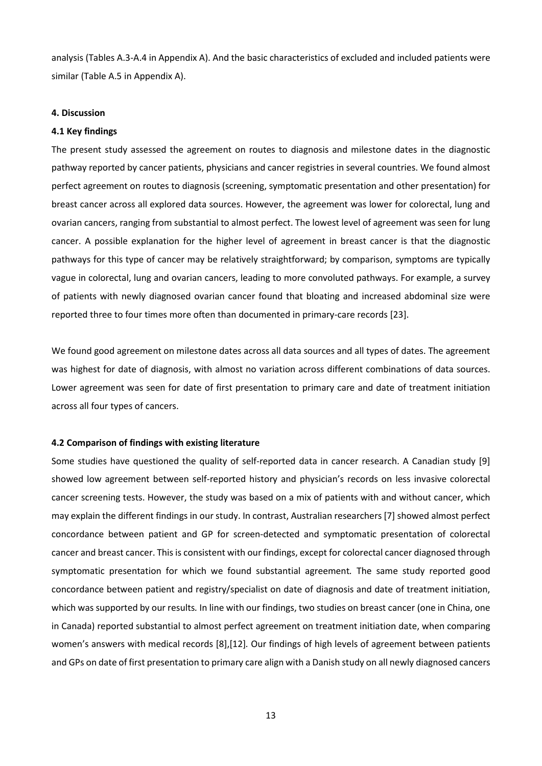analysis (Tables A.3-A.4 in Appendix A). And the basic characteristics of excluded and included patients were similar (Table A.5 in Appendix A).

## 4. Discussion

### 4.1 Key findings

The present study assessed the agreement on routes to diagnosis and milestone dates in the diagnostic pathway reported by cancer patients, physicians and cancer registries in several countries. We found almost perfect agreement on routes to diagnosis (screening, symptomatic presentation and other presentation) for breast cancer across all explored data sources. However, the agreement was lower for colorectal, lung and ovarian cancers, ranging from substantial to almost perfect. The lowest level of agreement was seen for lung cancer. A possible explanation for the higher level of agreement in breast cancer is that the diagnostic pathways for this type of cancer may be relatively straightforward; by comparison, symptoms are typically vague in colorectal, lung and ovarian cancers, leading to more convoluted pathways. For example, a survey of patients with newly diagnosed ovarian cancer found that bloating and increased abdominal size were reported three to four times more often than documented in primary-care records [23].

We found good agreement on milestone dates across all data sources and all types of dates. The agreement was highest for date of diagnosis, with almost no variation across different combinations of data sources. Lower agreement was seen for date of first presentation to primary care and date of treatment initiation across all four types of cancers.

### 4.2 Comparison of findings with existing literature

Some studies have questioned the quality of self-reported data in cancer research. A Canadian study [9] showed low agreement between self-reported history and physician's records on less invasive colorectal cancer screening tests. However, the study was based on a mix of patients with and without cancer, which may explain the different findings in our study. In contrast, Australian researchers [7] showed almost perfect concordance between patient and GP for screen-detected and symptomatic presentation of colorectal cancer and breast cancer. This is consistent with our findings, except for colorectal cancer diagnosed through symptomatic presentation for which we found substantial agreement. The same study reported good concordance between patient and registry/specialist on date of diagnosis and date of treatment initiation, which was supported by our results. In line with our findings, two studies on breast cancer (one in China, one in Canada) reported substantial to almost perfect agreement on treatment initiation date, when comparing women's answers with medical records [8],[12]. Our findings of high levels of agreement between patients and GPs on date of first presentation to primary care align with a Danish study on all newly diagnosed cancers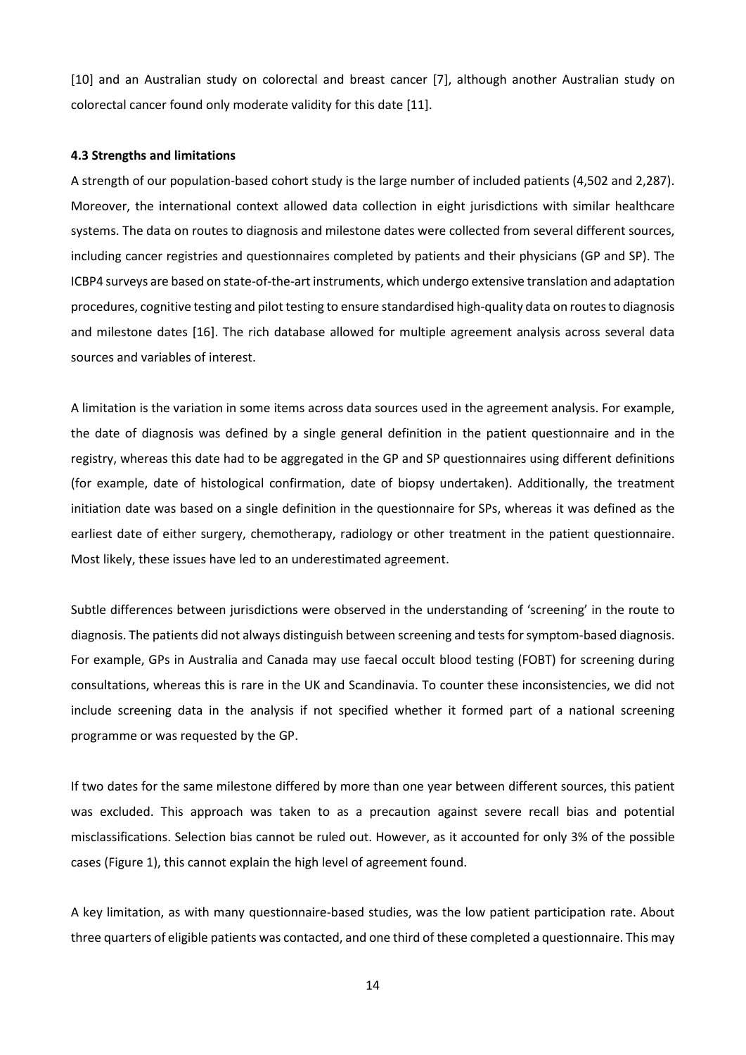[10] and an Australian study on colorectal and breast cancer [7], although another Australian study on colorectal cancer found only moderate validity for this date [11].

**4.3 Strengths and limitations**

A strength of our population-based cohort study is the large number of included patients (4,502 and 2,287). Moreover, the international context allowed data collection in eight jurisdictions with similar healthcare systems. The data on routes to diagnosis and milestone dates were collected from several different sources, including cancer registries and questionnaires completed by patients and their physicians (GP and SP). The ICBP4 surveys are based on state-of-the-art instruments, which undergo extensive translation and adaptation procedures, cognitive testing and pilot testing to ensure standardised high-quality data on routes to diagnosis and milestone dates [16]. The rich database allowed for multiple agreement analysis across several data sources and variables of interest.

A limitation is the variation in some items across data sources used in the agreement analysis. For example, the date of diagnosis was defined by a single general definition in the patient questionnaire and in the registry, whereas this date had to be aggregated in the GP and SP questionnaires using different definitions (for example, date of histological confirmation, date of biopsy undertaken). Additionally, the treatment initiation date was based on a single definition in the questionnaire for SPs, whereas it was defined as the earliest date of either surgery, chemotherapy, radiology or other treatment in the patient questionnaire. Most likely, these issues have led to an underestimated agreement.

Subtle differences between jurisdictions were observed in the understanding of 'screening' in the route to diagnosis. The patients did not always distinguish between screening and tests for symptom-based diagnosis. For example, GPs in Australia and Canada may use faecal occult blood testing (FOBT) for screening during consultations, whereas this is rare in the UK and Scandinavia. To counter these inconsistencies, we did not include screening data in the analysis if not specified whether it formed part of a national screening programme or was requested by the GP.

If two dates for the same milestone differed by more than one year between different sources, this patient was excluded. This approach was taken to as a precaution against severe recall bias and potential misclassifications. Selection bias cannot be ruled out. However, as it accounted for only 3% of the possible cases (Figure 1), this cannot explain the high level of agreement found.

A key limitation, as with many questionnaire-based studies, was the low patient participation rate. About three quarters of eligible patients was contacted, and one third of these completed a questionnaire. This may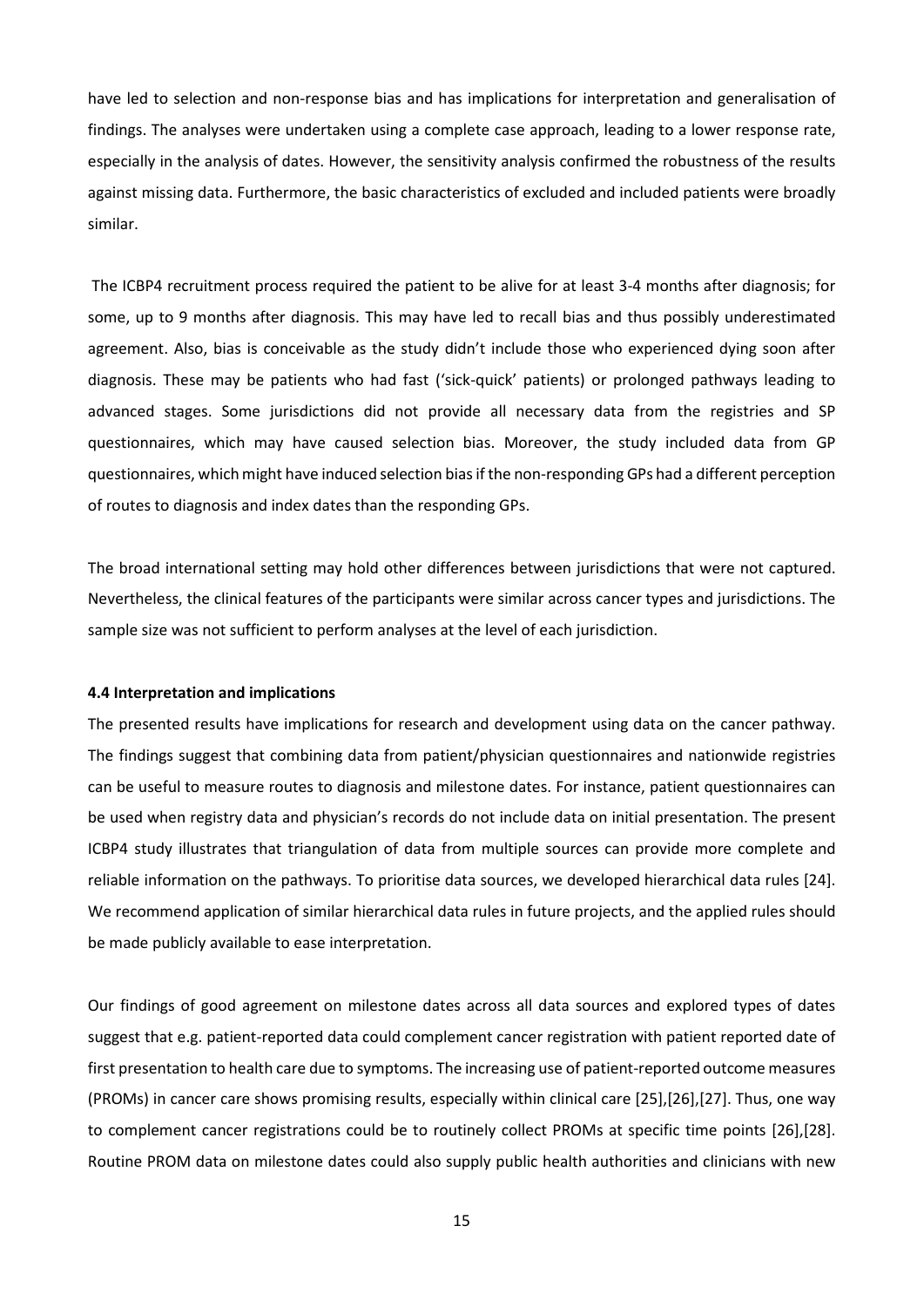have led to selection and non-response bias and has implications for interpretation and generalisation of findings. The analyses were undertaken using a complete case approach, leading to a lower response rate, especially in the analysis of dates. However, the sensitivity analysis confirmed the robustness of the results against missing data. Furthermore, the basic characteristics of excluded and included patients were broadly similar.

The ICBP4 recruitment process required the patient to be alive for at least 3-4 months after diagnosis; for some, up to 9 months after diagnosis. This may have led to recall bias and thus possibly underestimated agreement. Also, bias is conceivable as the study didn't include those who experienced dying soon after diagnosis. These may be patients who had fast ('sick-quick' patients) or prolonged pathways leading to advanced stages. Some jurisdictions did not provide all necessary data from the registries and SP questionnaires, which may have caused selection bias. Moreover, the study included data from GP questionnaires, which might have induced selection bias if the non-responding GPs had a different perception of routes to diagnosis and index dates than the responding GPs.

The broad international setting may hold other differences between jurisdictions that were not captured. Nevertheless, the clinical features of the participants were similar across cancer types and jurisdictions. The sample size was not sufficient to perform analyses at the level of each jurisdiction.

#### 4.4 Interpretation and implications

The presented results have implications for research and development using data on the cancer pathway. The findings suggest that combining data from patient/physician questionnaires and nationwide registries can be useful to measure routes to diagnosis and milestone dates. For instance, patient questionnaires can be used when registry data and physician's records do not include data on initial presentation. The present ICBP4 study illustrates that triangulation of data from multiple sources can provide more complete and reliable information on the pathways. To prioritise data sources, we developed hierarchical data rules [24]. We recommend application of similar hierarchical data rules in future projects, and the applied rules should be made publicly available to ease interpretation.

Our findings of good agreement on milestone dates across all data sources and explored types of dates suggest that e.g. patient-reported data could complement cancer registration with patient reported date of first presentation to health care due to symptoms. The increasing use of patient-reported outcome measures (PROMs) in cancer care shows promising results, especially within clinical care [25],[26],[27]. Thus, one way to complement cancer registrations could be to routinely collect PROMs at specific time points [26],[28]. Routine PROM data on milestone dates could also supply public health authorities and clinicians with new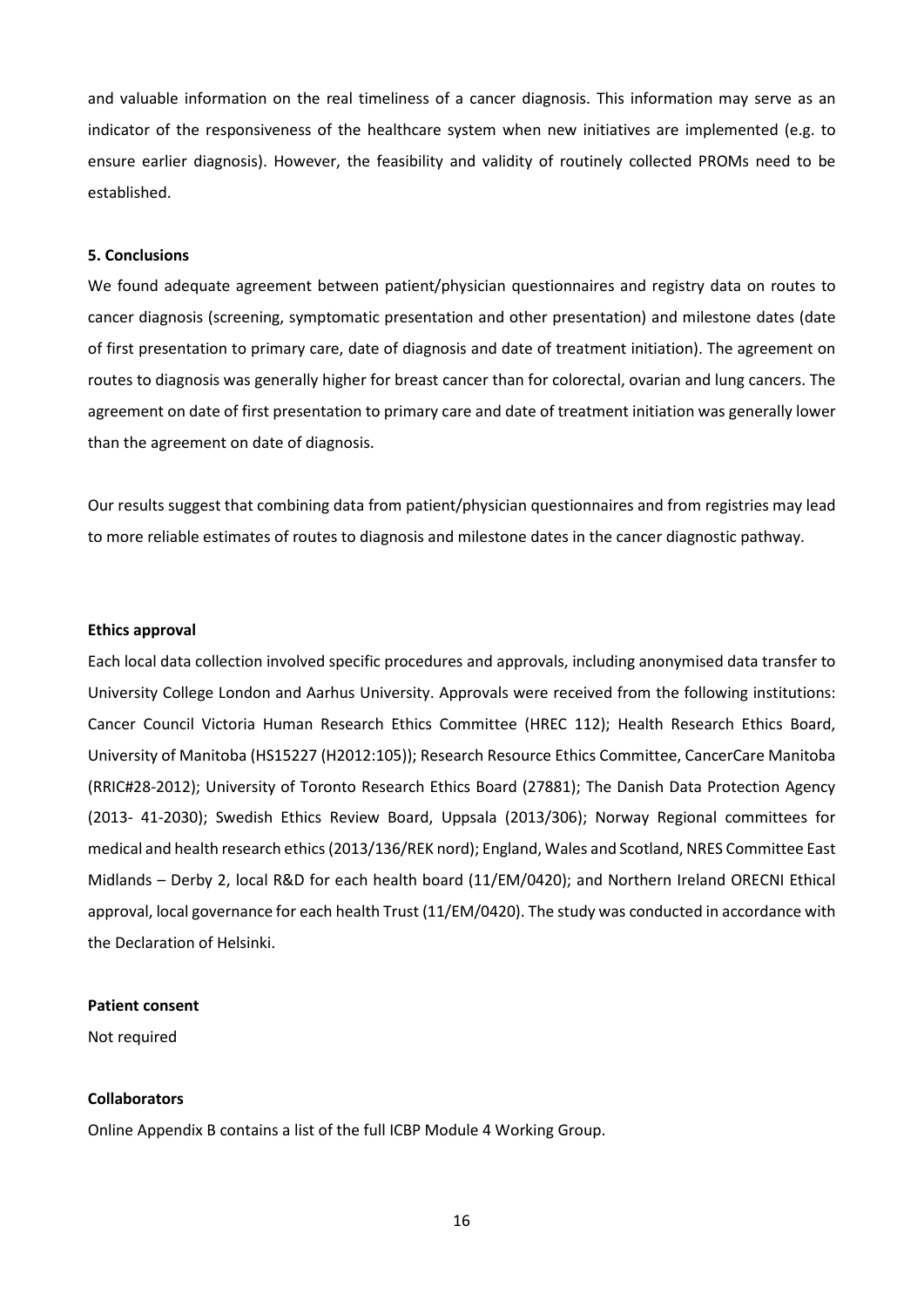and valuable information on the real timeliness of a cancer diagnosis. This information may serve as an indicator of the responsiveness of the healthcare system when new initiatives are implemented (e.g. to ensure earlier diagnosis). However, the feasibility and validity of routinely collected PROMs need to be established.

## 5. Conclusions

We found adequate agreement between patient/physician questionnaires and registry data on routes to cancer diagnosis (screening, symptomatic presentation and other presentation) and milestone dates (date of first presentation to primary care, date of diagnosis and date of treatment initiation). The agreement on routes to diagnosis was generally higher for breast cancer than for colorectal, ovarian and lung cancers. The agreement on date of first presentation to primary care and date of treatment initiation was generally lower than the agreement on date of diagnosis.

Our results suggest that combining data from patient/physician questionnaires and from registries may lead to more reliable estimates of routes to diagnosis and milestone dates in the cancer diagnostic pathway.

**Ethics approval**

Each local data collection involved specific procedures and approvals, including anonymised data transfer to University College London and Aarhus University. Approvals were received from the following institutions: Cancer Council Victoria Human Research Ethics Committee (HREC 112); Health Research Ethics Board, University of Manitoba (HS15227 (H2012:105)); Research Resource Ethics Committee, CancerCare Manitoba (RRIC#28-2012); University of Toronto Research Ethics Board (27881); The Danish Data Protection Agency (2013- 41-2030); Swedish Ethics Review Board, Uppsala (2013/306); Norway Regional committees for medical and health research ethics (2013/136/REK nord); England, Wales and Scotland, NRES Committee East Midlands – Derby 2, local R&D for each health board (11/EM/0420); and Northern Ireland ORECNI Ethical approval, local governance for each health Trust (11/EM/0420). The study was conducted in accordance with the Declaration of Helsinki.

**Patient consent**

Not required

**Collaborators**

Online Appendix B contains a list of the full ICBP Module 4 Working Group.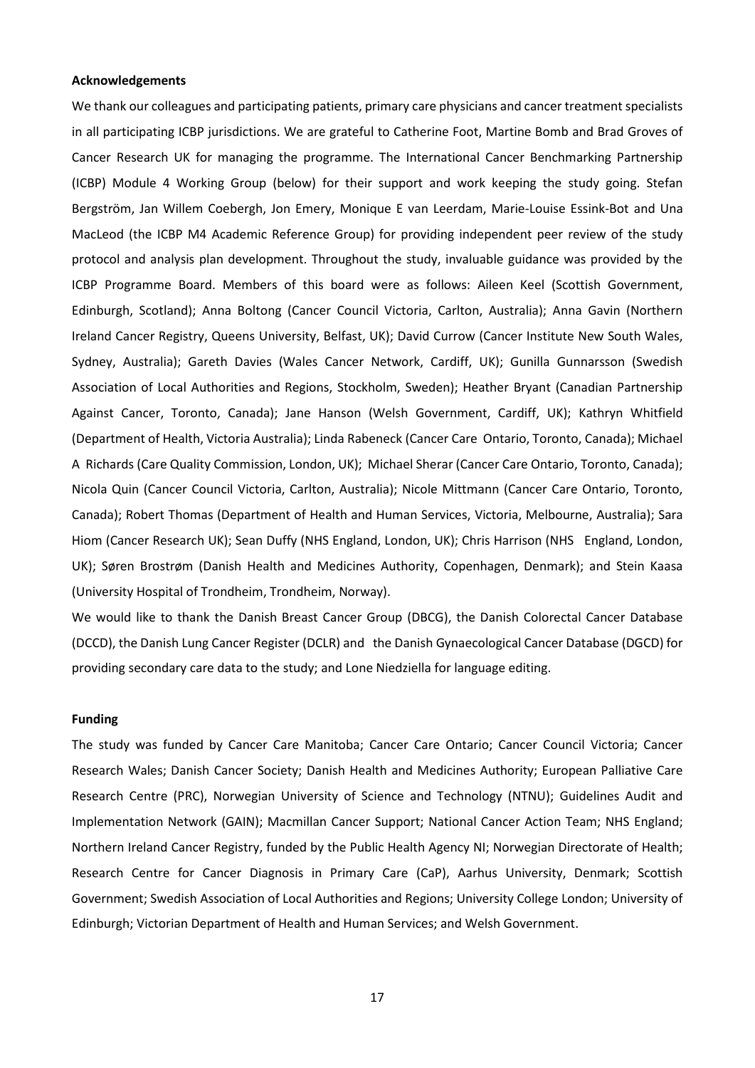**Acknowledgements**

We thank our colleagues and participating patients, primary care physicians and cancer treatment specialists in all participating ICBP jurisdictions. We are grateful to Catherine Foot, Martine Bomb and Brad Groves of Cancer Research UK for managing the programme. The International Cancer Benchmarking Partnership (ICBP) Module 4 Working Group (below) for their support and work keeping the study going. Stefan Bergström, Jan Willem Coebergh, Jon Emery, Monique E van Leerdam, Marie-Louise Essink-Bot and Una MacLeod (the ICBP M4 Academic Reference Group) for providing independent peer review of the study protocol and analysis plan development. Throughout the study, invaluable guidance was provided by the ICBP Programme Board. Members of this board were as follows: Aileen Keel (Scottish Government, Edinburgh, Scotland); Anna Boltong (Cancer Council Victoria, Carlton, Australia); Anna Gavin (Northern Ireland Cancer Registry, Queens University, Belfast, UK); David Currow (Cancer Institute New South Wales, Sydney, Australia); Gareth Davies (Wales Cancer Network, Cardiff, UK); Gunilla Gunnarsson (Swedish Association of Local Authorities and Regions, Stockholm, Sweden); Heather Bryant (Canadian Partnership Against Cancer, Toronto, Canada); Jane Hanson (Welsh Government, Cardiff, UK); Kathryn Whitfield (Department of Health, Victoria Australia); Linda Rabeneck (Cancer Care Ontario, Toronto, Canada); Michael A Richards (Care Quality Commission, London, UK); Michael Sherar (Cancer Care Ontario, Toronto, Canada); Nicola Quin (Cancer Council Victoria, Carlton, Australia); Nicole Mittmann (Cancer Care Ontario, Toronto, Canada); Robert Thomas (Department of Health and Human Services, Victoria, Melbourne, Australia); Sara Hiom (Cancer Research UK); Sean Duffy (NHS England, London, UK); Chris Harrison (NHS England, London, UK); Søren Brostrøm (Danish Health and Medicines Authority, Copenhagen, Denmark); and Stein Kaasa (University Hospital of Trondheim, Trondheim, Norway).

We would like to thank the Danish Breast Cancer Group (DBCG), the Danish Colorectal Cancer Database (DCCD), the Danish Lung Cancer Register (DCLR) and the Danish Gynaecological Cancer Database (DGCD) for providing secondary care data to the study; and Lone Niedziella for language editing.

**Funding**

The study was funded by Cancer Care Manitoba; Cancer Care Ontario; Cancer Council Victoria; Cancer Research Wales; Danish Cancer Society; Danish Health and Medicines Authority; European Palliative Care Research Centre (PRC), Norwegian University of Science and Technology (NTNU); Guidelines Audit and Implementation Network (GAIN); Macmillan Cancer Support; National Cancer Action Team; NHS England; Northern Ireland Cancer Registry, funded by the Public Health Agency NI; Norwegian Directorate of Health; Research Centre for Cancer Diagnosis in Primary Care (CaP), Aarhus University, Denmark; Scottish Government; Swedish Association of Local Authorities and Regions; University College London; University of Edinburgh; Victorian Department of Health and Human Services; and Welsh Government.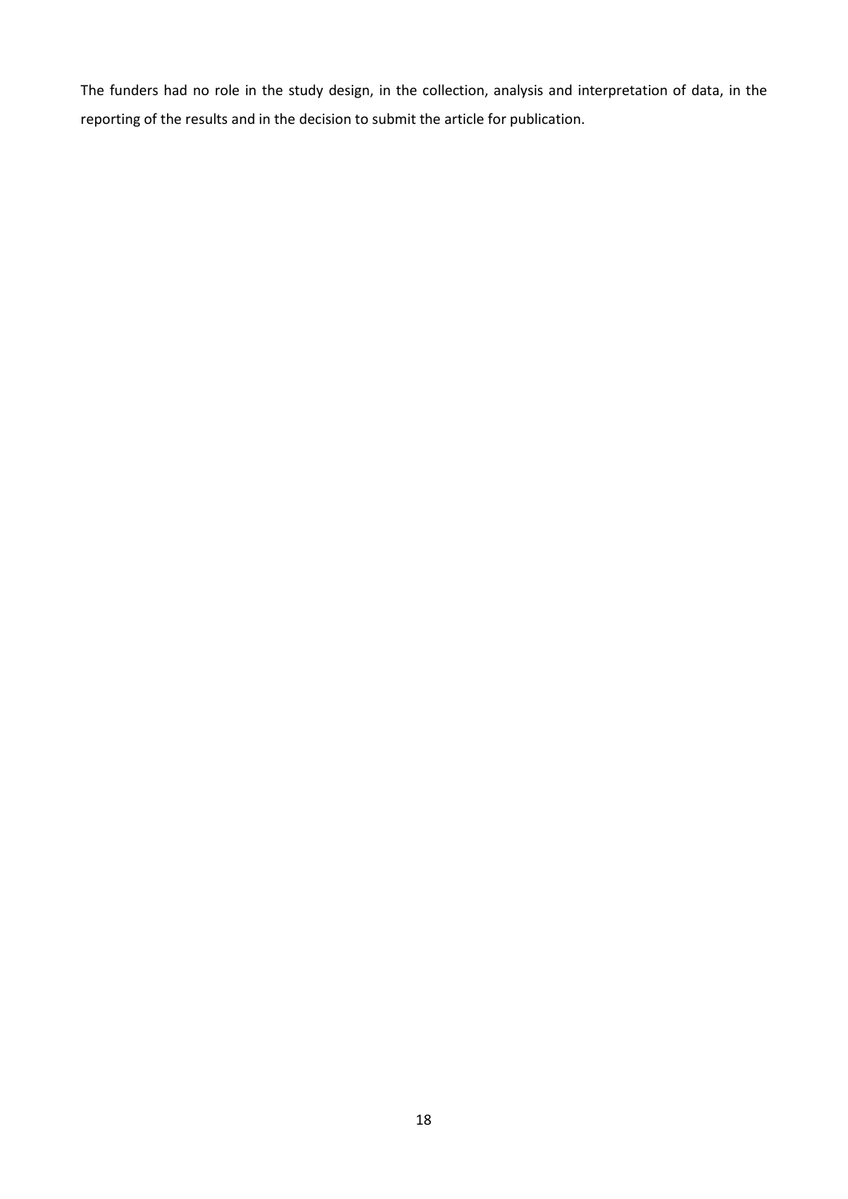The funders had no role in the study design, in the collection, analysis and interpretation of data, in the reporting of the results and in the decision to submit the article for publication.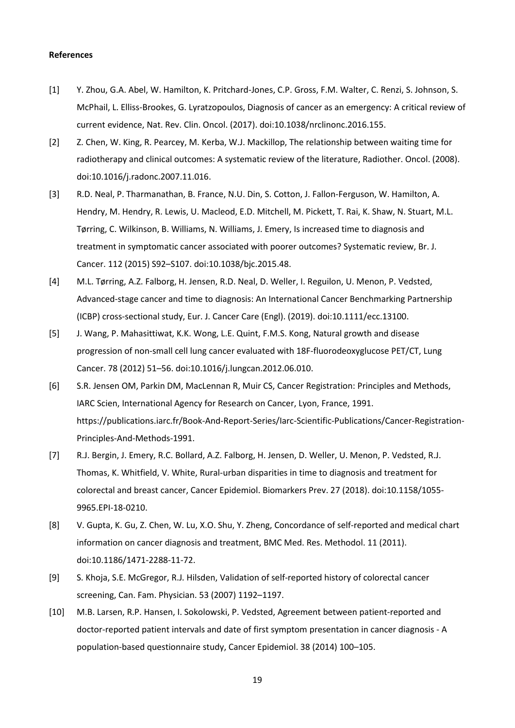**References**

[1] Y. Zhou, G.A. Abel, W. Hamilton, K. Pritchard-Jones, C.P. Gross, F.M. Walter, C. Renzi, S. Johnson, S. McPhail, L. Elliss-Brookes, G. Lyratzopoulos, Diagnosis of cancer as an emergency: A critical review of current evidence, Nat. Rev. Clin. Oncol. (2017). doi:10.1038/nrclinonc.2016.155.

[2] Z. Chen, W. King, R. Pearcey, M. Kerba, W.J. Mackillop, The relationship between waiting time for radiotherapy and clinical outcomes: A systematic review of the literature, Radiother. Oncol. (2008). doi:10.1016/j.radonc.2007.11.016.

[3] R.D. Neal, P. Tharmanathan, B. France, N.U. Din, S. Cotton, J. Fallon-Ferguson, W. Hamilton, A. Hendry, M. Hendry, R. Lewis, U. Macleod, E.D. Mitchell, M. Pickett, T. Rai, K. Shaw, N. Stuart, M.L. Tørring, C. Wilkinson, B. Williams, N. Williams, J. Emery, Is increased time to diagnosis and treatment in symptomatic cancer associated with poorer outcomes? Systematic review, Br. J. Cancer. 112 (2015) S92–S107. doi:10.1038/bjc.2015.48.

[4] M.L. Tørring, A.Z. Falborg, H. Jensen, R.D. Neal, D. Weller, I. Reguilon, U. Menon, P. Vedsted, Advanced-stage cancer and time to diagnosis: An International Cancer Benchmarking Partnership (ICBP) cross-sectional study, Eur. J. Cancer Care (Engl). (2019). doi:10.1111/ecc.13100.

[5] J. Wang, P. Mahasittiwat, K.K. Wong, L.E. Quint, F.M.S. Kong, Natural growth and disease progression of non-small cell lung cancer evaluated with 18F-fluorodeoxyglucose PET/CT, Lung Cancer. 78 (2012) 51–56. doi:10.1016/j.lungcan.2012.06.010.

[6] S.R. Jensen OM, Parkin DM, MacLennan R, Muir CS, Cancer Registration: Principles and Methods, IARC Scien, International Agency for Research on Cancer, Lyon, France, 1991. https://publications.iarc.fr/Book-And-Report-Series/Iarc-Scientific-Publications/Cancer-Registration-Principles-And-Methods-1991.

[7] R.J. Bergin, J. Emery, R.C. Bollard, A.Z. Falborg, H. Jensen, D. Weller, U. Menon, P. Vedsted, R.J. Thomas, K. Whitfield, V. White, Rural-urban disparities in time to diagnosis and treatment for colorectal and breast cancer, Cancer Epidemiol. Biomarkers Prev. 27 (2018). doi:10.1158/1055-9965.EPI-18-0210.

[8] V. Gupta, K. Gu, Z. Chen, W. Lu, X.O. Shu, Y. Zheng, Concordance of self-reported and medical chart information on cancer diagnosis and treatment, BMC Med. Res. Methodol. 11 (2011). doi:10.1186/1471-2288-11-72.

[9] S. Khoja, S.E. McGregor, R.J. Hilsden, Validation of self-reported history of colorectal cancer screening, Can. Fam. Physician. 53 (2007) 1192–1197.

[10] M.B. Larsen, R.P. Hansen, I. Sokolowski, P. Vedsted, Agreement between patient-reported and doctor-reported patient intervals and date of first symptom presentation in cancer diagnosis - A population-based questionnaire study, Cancer Epidemiol. 38 (2014) 100–105.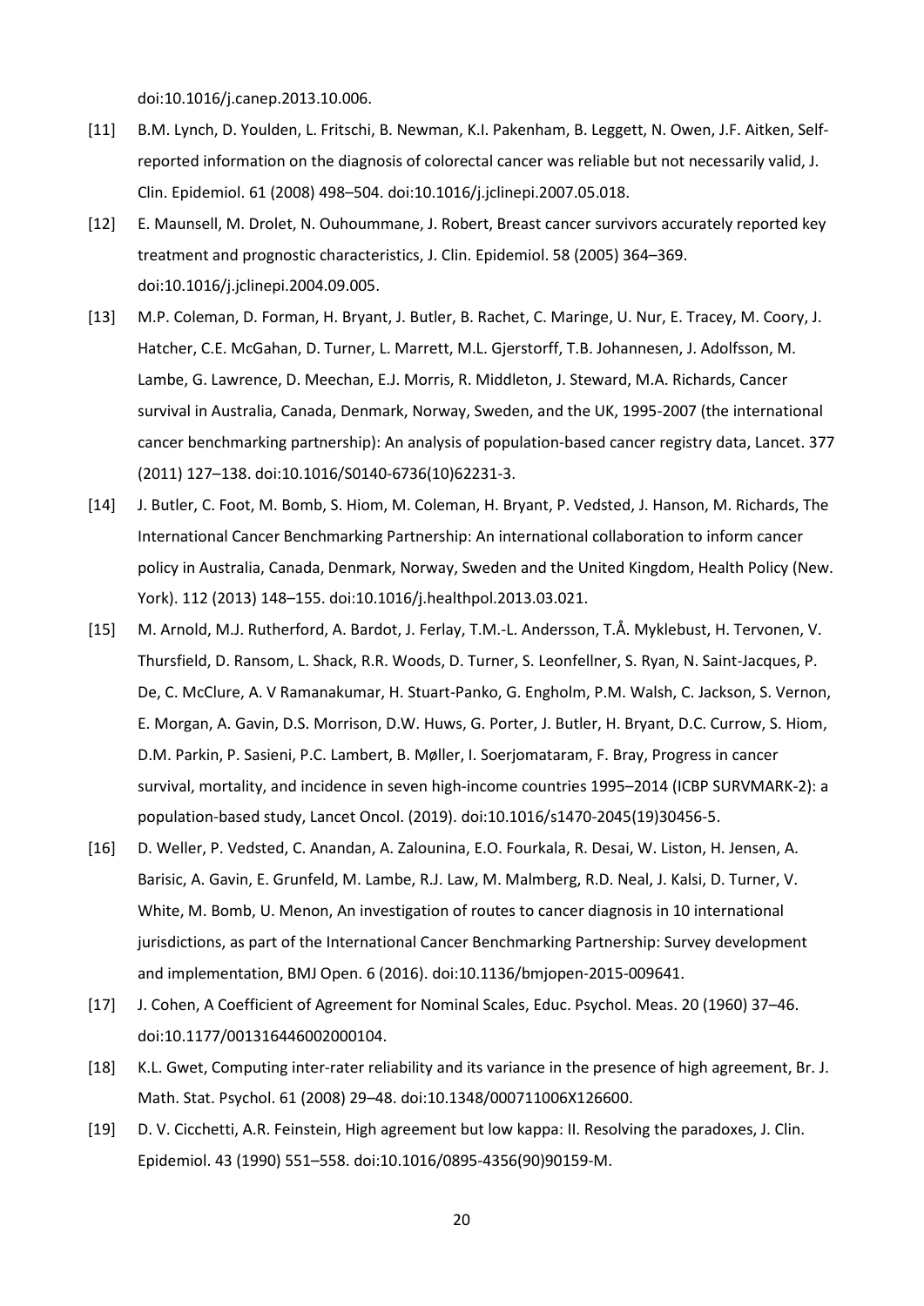doi:10.1016/j.canep.2013.10.006.

[11] B.M. Lynch, D. Youlden, L. Fritschi, B. Newman, K.I. Pakenham, B. Leggett, N. Owen, J.F. Aitken, Self-reported information on the diagnosis of colorectal cancer was reliable but not necessarily valid, J. Clin. Epidemiol. 61 (2008) 498–504. doi:10.1016/j.jclinepi.2007.05.018.

[12] E. Maunsell, M. Drolet, N. Ouhoummane, J. Robert, Breast cancer survivors accurately reported key treatment and prognostic characteristics, J. Clin. Epidemiol. 58 (2005) 364–369. doi:10.1016/j.jclinepi.2004.09.005.

[13] M.P. Coleman, D. Forman, H. Bryant, J. Butler, B. Rachet, C. Maringe, U. Nur, E. Tracey, M. Coory, J. Hatcher, C.E. McGahan, D. Turner, L. Marrett, M.L. Gjerstorff, T.B. Johannesen, J. Adolfsson, M. Lambe, G. Lawrence, D. Meechan, E.J. Morris, R. Middleton, J. Steward, M.A. Richards, Cancer survival in Australia, Canada, Denmark, Norway, Sweden, and the UK, 1995-2007 (the international cancer benchmarking partnership): An analysis of population-based cancer registry data, Lancet. 377 (2011) 127–138. doi:10.1016/S0140-6736(10)62231-3.

[14] J. Butler, C. Foot, M. Bomb, S. Hiom, M. Coleman, H. Bryant, P. Vedsted, J. Hanson, M. Richards, The International Cancer Benchmarking Partnership: An international collaboration to inform cancer policy in Australia, Canada, Denmark, Norway, Sweden and the United Kingdom, Health Policy (New. York). 112 (2013) 148–155. doi:10.1016/j.healthpol.2013.03.021.

[15] M. Arnold, M.J. Rutherford, A. Bardot, J. Ferlay, T.M.-L. Andersson, T.Å. Myklebust, H. Tervonen, V. Thursfield, D. Ransom, L. Shack, R.R. Woods, D. Turner, S. Leonfellner, S. Ryan, N. Saint-Jacques, P. De, C. McClure, A. V Ramanakumar, H. Stuart-Panko, G. Engholm, P.M. Walsh, C. Jackson, S. Vernon, E. Morgan, A. Gavin, D.S. Morrison, D.W. Huws, G. Porter, J. Butler, H. Bryant, D.C. Currow, S. Hiom, D.M. Parkin, P. Sasieni, P.C. Lambert, B. Møller, I. Soerjomataram, F. Bray, Progress in cancer survival, mortality, and incidence in seven high-income countries 1995–2014 (ICBP SURVMARK-2): a population-based study, Lancet Oncol. (2019). doi:10.1016/s1470-2045(19)30456-5.

[16] D. Weller, P. Vedsted, C. Anandan, A. Zalounina, E.O. Fourkala, R. Desai, W. Liston, H. Jensen, A. Barisic, A. Gavin, E. Grunfeld, M. Lambe, R.J. Law, M. Malmberg, R.D. Neal, J. Kalsi, D. Turner, V. White, M. Bomb, U. Menon, An investigation of routes to cancer diagnosis in 10 international jurisdictions, as part of the International Cancer Benchmarking Partnership: Survey development and implementation, BMJ Open. 6 (2016). doi:10.1136/bmjopen-2015-009641.

[17] J. Cohen, A Coefficient of Agreement for Nominal Scales, Educ. Psychol. Meas. 20 (1960) 37–46. doi:10.1177/001316446002000104.

[18] K.L. Gwet, Computing inter-rater reliability and its variance in the presence of high agreement, Br. J. Math. Stat. Psychol. 61 (2008) 29–48. doi:10.1348/000711006X126600.

[19] D. V. Cicchetti, A.R. Feinstein, High agreement but low kappa: II. Resolving the paradoxes, J. Clin. Epidemiol. 43 (1990) 551–558. doi:10.1016/0895-4356(90)90159-M.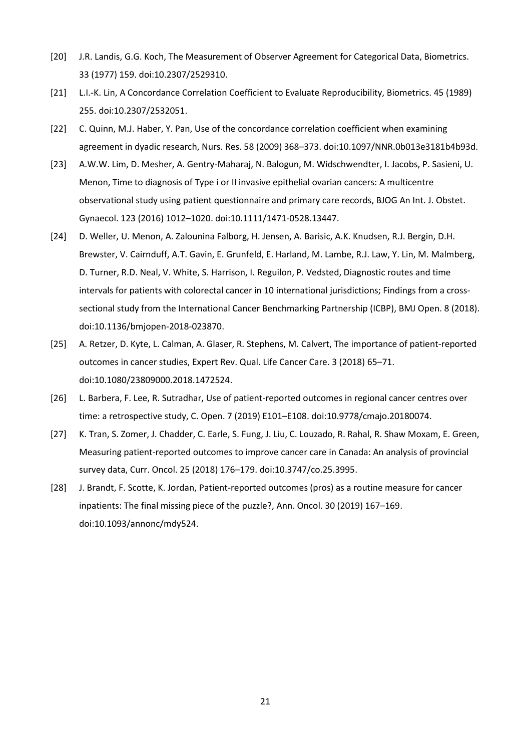[20] J.R. Landis, G.G. Koch, The Measurement of Observer Agreement for Categorical Data, Biometrics. 33 (1977) 159. doi:10.2307/2529310.

[21] L.I.-K. Lin, A Concordance Correlation Coefficient to Evaluate Reproducibility, Biometrics. 45 (1989) 255. doi:10.2307/2532051.

[22] C. Quinn, M.J. Haber, Y. Pan, Use of the concordance correlation coefficient when examining agreement in dyadic research, Nurs. Res. 58 (2009) 368–373. doi:10.1097/NNR.0b013e3181b4b93d.

[23] A.W.W. Lim, D. Mesher, A. Gentry-Maharaj, N. Balogun, M. Widschwendter, I. Jacobs, P. Sasieni, U. Menon, Time to diagnosis of Type i or II invasive epithelial ovarian cancers: A multicentre observational study using patient questionnaire and primary care records, BJOG An Int. J. Obstet. Gynaecol. 123 (2016) 1012–1020. doi:10.1111/1471-0528.13447.

[24] D. Weller, U. Menon, A. Zalounina Falborg, H. Jensen, A. Barisic, A.K. Knudsen, R.J. Bergin, D.H. Brewster, V. Cairnduff, A.T. Gavin, E. Grunfeld, E. Harland, M. Lambe, R.J. Law, Y. Lin, M. Malmberg, D. Turner, R.D. Neal, V. White, S. Harrison, I. Reguilon, P. Vedsted, Diagnostic routes and time intervals for patients with colorectal cancer in 10 international jurisdictions; Findings from a cross-sectional study from the International Cancer Benchmarking Partnership (ICBP), BMJ Open. 8 (2018). doi:10.1136/bmjopen-2018-023870.

[25] A. Retzer, D. Kyte, L. Calman, A. Glaser, R. Stephens, M. Calvert, The importance of patient-reported outcomes in cancer studies, Expert Rev. Qual. Life Cancer Care. 3 (2018) 65–71. doi:10.1080/23809000.2018.1472524.

[26] L. Barbera, F. Lee, R. Sutradhar, Use of patient-reported outcomes in regional cancer centres over time: a retrospective study, C. Open. 7 (2019) E101–E108. doi:10.9778/cmajo.20180074.

[27] K. Tran, S. Zomer, J. Chadder, C. Earle, S. Fung, J. Liu, C. Louzado, R. Rahal, R. Shaw Moxam, E. Green, Measuring patient-reported outcomes to improve cancer care in Canada: An analysis of provincial survey data, Curr. Oncol. 25 (2018) 176–179. doi:10.3747/co.25.3995.

[28] J. Brandt, F. Scotte, K. Jordan, Patient-reported outcomes (pros) as a routine measure for cancer inpatients: The final missing piece of the puzzle?, Ann. Oncol. 30 (2019) 167–169. doi:10.1093/annonc/mdy524.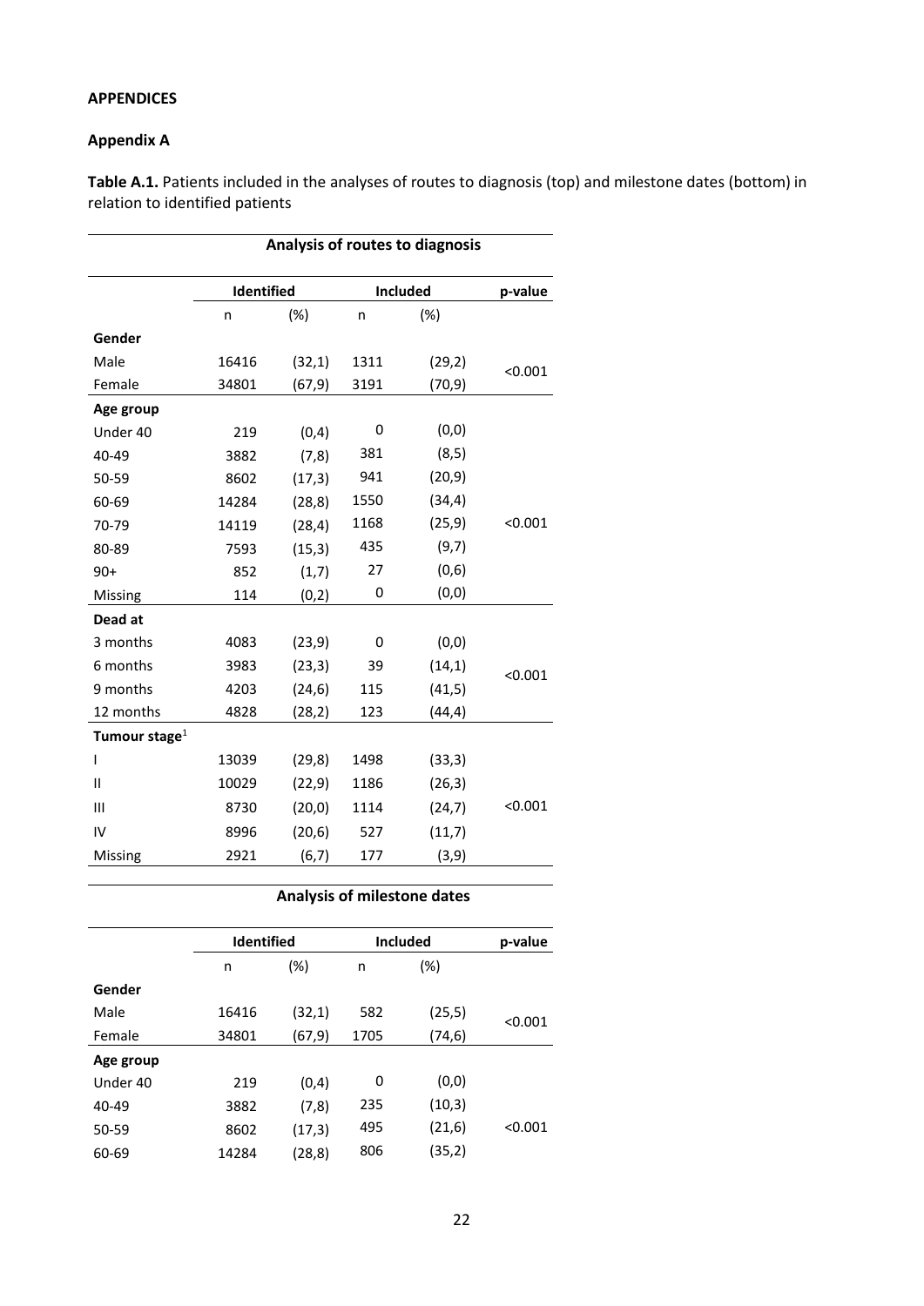**APPENDICES**

**Appendix A**

**Table A.1.** Patients included in the analyses of routes to diagnosis (top) and milestone dates (bottom) in relation to identified patients

| Analysis of routes to diagnosis | | | | | |
|---|---|---|---|---|---|
| | **Identified** | | **Included** | | **p-value** |
| | n | (%) | n | (%) | |
| **Gender** | | | | | |
| Male | 16416 | (32,1) | 1311 | (29,2) | <0.001 |
| Female | 34801 | (67,9) | 3191 | (70,9) | |
| **Age group** | | | | | |
| Under 40 | 219 | (0,4) | 0 | (0,0) | <0.001 |
| 40-49 | 3882 | (7,8) | 381 | (8,5) | |
| 50-59 | 8602 | (17,3) | 941 | (20,9) | |
| 60-69 | 14284 | (28,8) | 1550 | (34,4) | |
| 70-79 | 14119 | (28,4) | 1168 | (25,9) | |
| 80-89 | 7593 | (15,3) | 435 | (9,7) | |
| 90+ | 852 | (1,7) | 27 | (0,6) | |
| Missing | 114 | (0,2) | 0 | (0,0) | |
| **Dead at** | | | | | |
| 3 months | 4083 | (23,9) | 0 | (0,0) | <0.001 |
| 6 months | 3983 | (23,3) | 39 | (14,1) | |
| 9 months | 4203 | (24,6) | 115 | (41,5) | |
| 12 months | 4828 | (28,2) | 123 | (44,4) | |
| **Tumour stage**[1] | | | | | |
| I | 13039 | (29,8) | 1498 | (33,3) | <0.001 |
| II | 10029 | (22,9) | 1186 | (26,3) | |
| III | 8730 | (20,0) | 1114 | (24,7) | |
| IV | 8996 | (20,6) | 527 | (11,7) | |
| Missing | 2921 | (6,7) | 177 | (3,9) | |

| Analysis of milestone dates | | | | | |
|---|---|---|---|---|---|
| | **Identified** | | **Included** | | **p-value** |
| | n | (%) | n | (%) | |
| **Gender** | | | | | |
| Male | 16416 | (32,1) | 582 | (25,5) | <0.001 |
| Female | 34801 | (67,9) | 1705 | (74,6) | |
| **Age group** | | | | | |
| Under 40 | 219 | (0,4) | 0 | (0,0) | <0.001 |
| 40-49 | 3882 | (7,8) | 235 | (10,3) | |
| 50-59 | 8602 | (17,3) | 495 | (21,6) | |
| 60-69 | 14284 | (28,8) | 806 | (35,2) | |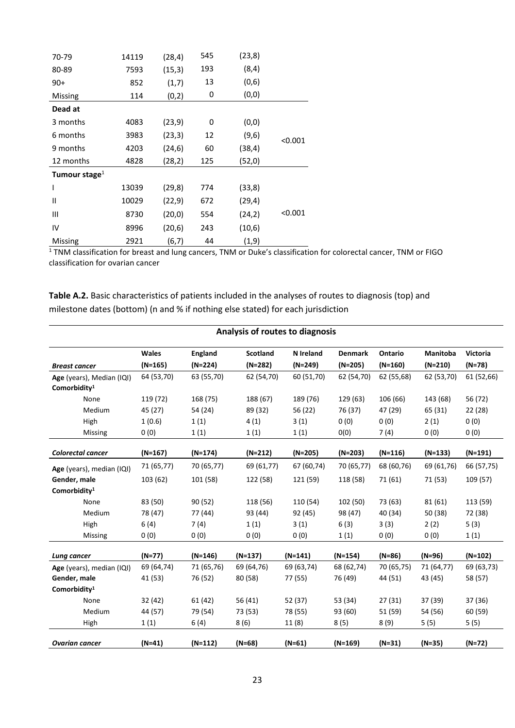| | | | | | |
|---|---|---|---|---|---|
| 70-79 | 14119 | (28,4) | 545 | (23,8) | |
| 80-89 | 7593 | (15,3) | 193 | (8,4) | |
| 90+ | 852 | (1,7) | 13 | (0,6) | |
| Missing | 114 | (0,2) | 0 | (0,0) | |
| **Dead at** | | | | | |
| 3 months | 4083 | (23,9) | 0 | (0,0) | |
| 6 months | 3983 | (23,3) | 12 | (9,6) | <0.001 |
| 9 months | 4203 | (24,6) | 60 | (38,4) | |
| 12 months | 4828 | (28,2) | 125 | (52,0) | |
| **Tumour stage**[1] | | | | | |
| I | 13039 | (29,8) | 774 | (33,8) | |
| II | 10029 | (22,9) | 672 | (29,4) | |
| III | 8730 | (20,0) | 554 | (24,2) | <0.001 |
| IV | 8996 | (20,6) | 243 | (10,6) | |
| Missing | 2921 | (6,7) | 44 | (1,9) | |

[1] TNM classification for breast and lung cancers, TNM or Duke's classification for colorectal cancer, TNM or FIGO classification for ovarian cancer

**Table A.2.** Basic characteristics of patients included in the analyses of routes to diagnosis (top) and milestone dates (bottom) (n and % if nothing else stated) for each jurisdiction

| **Analysis of routes to diagnosis** | | | | | | | | |
|---|---|---|---|---|---|---|---|---|
| ***Breast cancer*** | **Wales (N=165)** | **England (N=224)** | **Scotland (N=282)** | **N Ireland (N=249)** | **Denmark (N=205)** | **Ontario (N=160)** | **Manitoba (N=210)** | **Victoria (N=78)** |
| **Age** (years), Median (IQI) | 64 (53,70) | 63 (55,70) | 62 (54,70) | 60 (51,70) | 62 (54,70) | 62 (55,68) | 62 (53,70) | 61 (52,66) |
| **Comorbidity**[1] | | | | | | | | |
| None | 119 (72) | 168 (75) | 188 (67) | 189 (76) | 129 (63) | 106 (66) | 143 (68) | 56 (72) |
| Medium | 45 (27) | 54 (24) | 89 (32) | 56 (22) | 76 (37) | 47 (29) | 65 (31) | 22 (28) |
| High | 1 (0.6) | 1 (1) | 4 (1) | 3 (1) | 0 (0) | 0 (0) | 2 (1) | 0 (0) |
| Missing | 0 (0) | 1 (1) | 1 (1) | 1 (1) | 0(0) | 7 (4) | 0 (0) | 0 (0) |
| ***Colorectal cancer*** | **(N=167)** | **(N=174)** | **(N=212)** | **(N=205)** | **(N=203)** | **(N=116)** | **(N=133)** | **(N=191)** |
| **Age** (years), median (IQI) | 71 (65,77) | 70 (65,77) | 69 (61,77) | 67 (60,74) | 70 (65,77) | 68 (60,76) | 69 (61,76) | 66 (57,75) |
| **Gender, male** | 103 (62) | 101 (58) | 122 (58) | 121 (59) | 118 (58) | 71 (61) | 71 (53) | 109 (57) |
| **Comorbidity**[1] | | | | | | | | |
| None | 83 (50) | 90 (52) | 118 (56) | 110 (54) | 102 (50) | 73 (63) | 81 (61) | 113 (59) |
| Medium | 78 (47) | 77 (44) | 93 (44) | 92 (45) | 98 (47) | 40 (34) | 50 (38) | 72 (38) |
| High | 6 (4) | 7 (4) | 1 (1) | 3 (1) | 6 (3) | 3 (3) | 2 (2) | 5 (3) |
| Missing | 0 (0) | 0 (0) | 0 (0) | 0 (0) | 1 (1) | 0 (0) | 0 (0) | 1 (1) |
| ***Lung cancer*** | **(N=77)** | **(N=146)** | **(N=137)** | **(N=141)** | **(N=154)** | **(N=86)** | **(N=96)** | **(N=102)** |
| **Age** (years), median (IQI) | 69 (64,74) | 71 (65,76) | 69 (64,76) | 69 (63,74) | 68 (62,74) | 70 (65,75) | 71 (64,77) | 69 (63,73) |
| **Gender, male** | 41 (53) | 76 (52) | 80 (58) | 77 (55) | 76 (49) | 44 (51) | 43 (45) | 58 (57) |
| **Comorbidity**[1] | | | | | | | | |
| None | 32 (42) | 61 (42) | 56 (41) | 52 (37) | 53 (34) | 27 (31) | 37 (39) | 37 (36) |
| Medium | 44 (57) | 79 (54) | 73 (53) | 78 (55) | 93 (60) | 51 (59) | 54 (56) | 60 (59) |
| High | 1 (1) | 6 (4) | 8 (6) | 11 (8) | 8 (5) | 8 (9) | 5 (5) | 5 (5) |
| ***Ovarian cancer*** | **(N=41)** | **(N=112)** | **(N=68)** | **(N=61)** | **(N=169)** | **(N=31)** | **(N=35)** | **(N=72)** |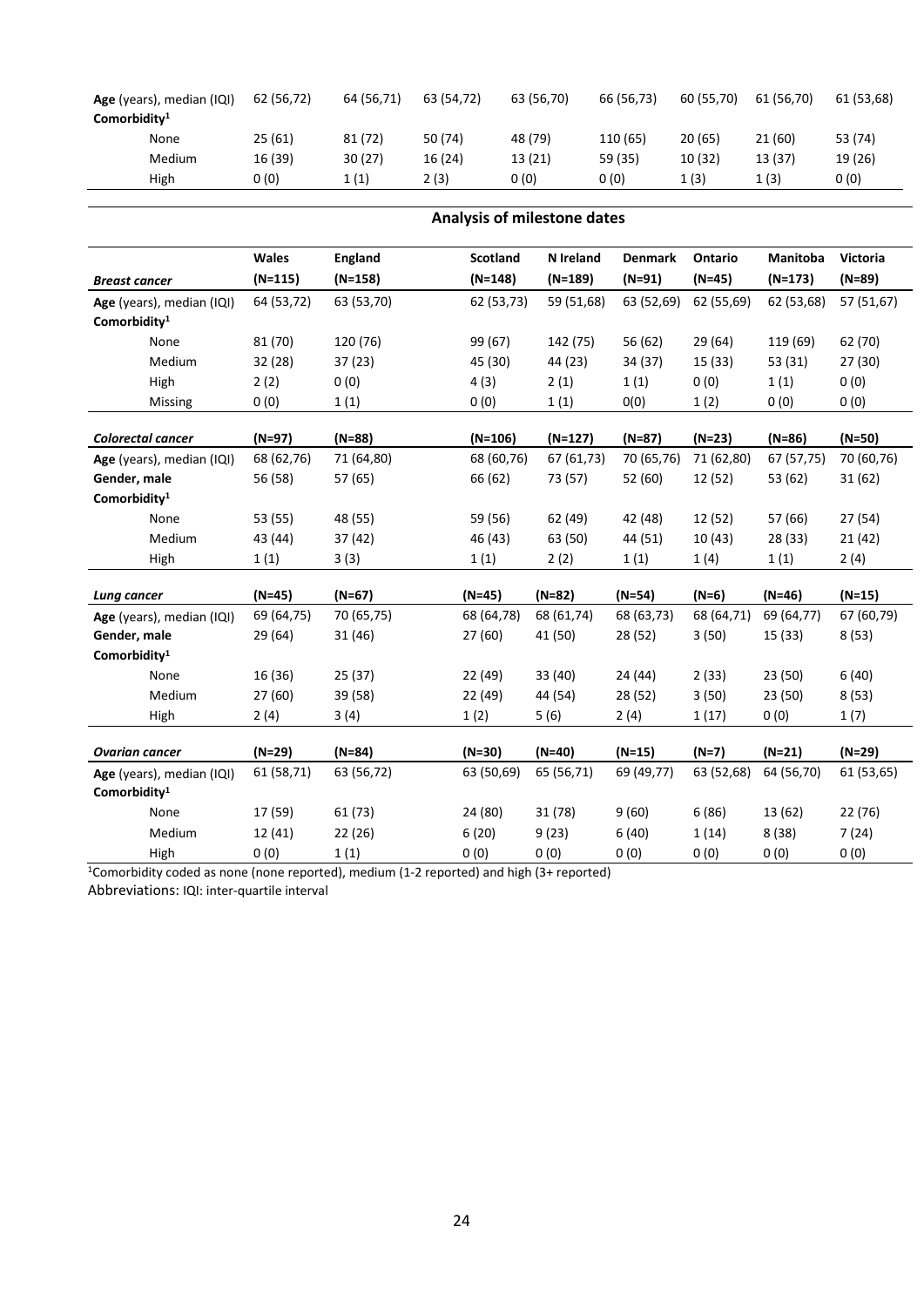| | | | | | | | | |
|---|---|---|---|---|---|---|---|---|
| **Age** (years), median (IQI) | 62 (56,72) | 64 (56,71) | 63 (54,72) | 63 (56,70) | 66 (56,73) | 60 (55,70) | 61 (56,70) | 61 (53,68) |
| **Comorbidity**[1] | | | | | | | | |
| None | 25 (61) | 81 (72) | 50 (74) | 48 (79) | 110 (65) | 20 (65) | 21 (60) | 53 (74) |
| Medium | 16 (39) | 30 (27) | 16 (24) | 13 (21) | 59 (35) | 10 (32) | 13 (37) | 19 (26) |
| High | 0 (0) | 1 (1) | 2 (3) | 0 (0) | 0 (0) | 1 (3) | 1 (3) | 0 (0) |

**Analysis of milestone dates**

| | Wales | England | Scotland | N Ireland | Denmark | Ontario | Manitoba | Victoria |
|---|---|---|---|---|---|---|---|---|
| ***Breast cancer*** | **(N=115)** | **(N=158)** | **(N=148)** | **(N=189)** | **(N=91)** | **(N=45)** | **(N=173)** | **(N=89)** |
| **Age** (years), median (IQI) | 64 (53,72) | 63 (53,70) | 62 (53,73) | 59 (51,68) | 63 (52,69) | 62 (55,69) | 62 (53,68) | 57 (51,67) |
| **Comorbidity**[1] | | | | | | | | |
| None | 81 (70) | 120 (76) | 99 (67) | 142 (75) | 56 (62) | 29 (64) | 119 (69) | 62 (70) |
| Medium | 32 (28) | 37 (23) | 45 (30) | 44 (23) | 34 (37) | 15 (33) | 53 (31) | 27 (30) |
| High | 2 (2) | 0 (0) | 4 (3) | 2 (1) | 1 (1) | 0 (0) | 1 (1) | 0 (0) |
| Missing | 0 (0) | 1 (1) | 0 (0) | 1 (1) | 0(0) | 1 (2) | 0 (0) | 0 (0) |
| ***Colorectal cancer*** | **(N=97)** | **(N=88)** | **(N=106)** | **(N=127)** | **(N=87)** | **(N=23)** | **(N=86)** | **(N=50)** |
| **Age** (years), median (IQI) | 68 (62,76) | 71 (64,80) | 68 (60,76) | 67 (61,73) | 70 (65,76) | 71 (62,80) | 67 (57,75) | 70 (60,76) |
| **Gender, male** | 56 (58) | 57 (65) | 66 (62) | 73 (57) | 52 (60) | 12 (52) | 53 (62) | 31 (62) |
| **Comorbidity**[1] | | | | | | | | |
| None | 53 (55) | 48 (55) | 59 (56) | 62 (49) | 42 (48) | 12 (52) | 57 (66) | 27 (54) |
| Medium | 43 (44) | 37 (42) | 46 (43) | 63 (50) | 44 (51) | 10 (43) | 28 (33) | 21 (42) |
| High | 1 (1) | 3 (3) | 1 (1) | 2 (2) | 1 (1) | 1 (4) | 1 (1) | 2 (4) |
| ***Lung cancer*** | **(N=45)** | **(N=67)** | **(N=45)** | **(N=82)** | **(N=54)** | **(N=6)** | **(N=46)** | **(N=15)** |
| **Age** (years), median (IQI) | 69 (64,75) | 70 (65,75) | 68 (64,78) | 68 (61,74) | 68 (63,73) | 68 (64,71) | 69 (64,77) | 67 (60,79) |
| **Gender, male** | 29 (64) | 31 (46) | 27 (60) | 41 (50) | 28 (52) | 3 (50) | 15 (33) | 8 (53) |
| **Comorbidity**[1] | | | | | | | | |
| None | 16 (36) | 25 (37) | 22 (49) | 33 (40) | 24 (44) | 2 (33) | 23 (50) | 6 (40) |
| Medium | 27 (60) | 39 (58) | 22 (49) | 44 (54) | 28 (52) | 3 (50) | 23 (50) | 8 (53) |
| High | 2 (4) | 3 (4) | 1 (2) | 5 (6) | 2 (4) | 1 (17) | 0 (0) | 1 (7) |
| ***Ovarian cancer*** | **(N=29)** | **(N=84)** | **(N=30)** | **(N=40)** | **(N=15)** | **(N=7)** | **(N=21)** | **(N=29)** |
| **Age** (years), median (IQI) | 61 (58,71) | 63 (56,72) | 63 (50,69) | 65 (56,71) | 69 (49,77) | 63 (52,68) | 64 (56,70) | 61 (53,65) |
| **Comorbidity**[1] | | | | | | | | |
| None | 17 (59) | 61 (73) | 24 (80) | 31 (78) | 9 (60) | 6 (86) | 13 (62) | 22 (76) |
| Medium | 12 (41) | 22 (26) | 6 (20) | 9 (23) | 6 (40) | 1 (14) | 8 (38) | 7 (24) |
| High | 0 (0) | 1 (1) | 0 (0) | 0 (0) | 0 (0) | 0 (0) | 0 (0) | 0 (0) |

[1]Comorbidity coded as none (none reported), medium (1-2 reported) and high (3+ reported)

Abbreviations: IQI: inter-quartile interval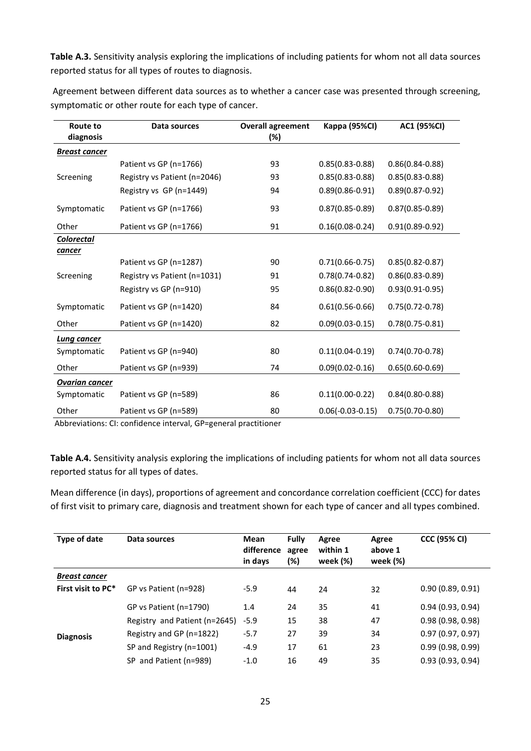**Table A.3.** Sensitivity analysis exploring the implications of including patients for whom not all data sources reported status for all types of routes to diagnosis.

Agreement between different data sources as to whether a cancer case was presented through screening, symptomatic or other route for each type of cancer.

| Route to diagnosis | Data sources | Overall agreement (%) | Kappa (95%CI) | AC1 (95%CI) |
|---|---|---|---|---|
| ***Breast cancer*** | | | | |
| | Patient vs GP (n=1766) | 93 | 0.85(0.83-0.88) | 0.86(0.84-0.88) |
| Screening | Registry vs Patient (n=2046) | 93 | 0.85(0.83-0.88) | 0.85(0.83-0.88) |
| | Registry vs GP (n=1449) | 94 | 0.89(0.86-0.91) | 0.89(0.87-0.92) |
| Symptomatic | Patient vs GP (n=1766) | 93 | 0.87(0.85-0.89) | 0.87(0.85-0.89) |
| Other | Patient vs GP (n=1766) | 91 | 0.16(0.08-0.24) | 0.91(0.89-0.92) |
| ***Colorectal cancer*** | | | | |
| | Patient vs GP (n=1287) | 90 | 0.71(0.66-0.75) | 0.85(0.82-0.87) |
| Screening | Registry vs Patient (n=1031) | 91 | 0.78(0.74-0.82) | 0.86(0.83-0.89) |
| | Registry vs GP (n=910) | 95 | 0.86(0.82-0.90) | 0.93(0.91-0.95) |
| Symptomatic | Patient vs GP (n=1420) | 84 | 0.61(0.56-0.66) | 0.75(0.72-0.78) |
| Other | Patient vs GP (n=1420) | 82 | 0.09(0.03-0.15) | 0.78(0.75-0.81) |
| ***Lung cancer*** | | | | |
| Symptomatic | Patient vs GP (n=940) | 80 | 0.11(0.04-0.19) | 0.74(0.70-0.78) |
| Other | Patient vs GP (n=939) | 74 | 0.09(0.02-0.16) | 0.65(0.60-0.69) |
| ***Ovarian cancer*** | | | | |
| Symptomatic | Patient vs GP (n=589) | 86 | 0.11(0.00-0.22) | 0.84(0.80-0.88) |
| Other | Patient vs GP (n=589) | 80 | 0.06(-0.03-0.15) | 0.75(0.70-0.80) |

Abbreviations: CI: confidence interval, GP=general practitioner

**Table A.4.** Sensitivity analysis exploring the implications of including patients for whom not all data sources reported status for all types of dates.

Mean difference (in days), proportions of agreement and concordance correlation coefficient (CCC) for dates of first visit to primary care, diagnosis and treatment shown for each type of cancer and all types combined.

| Type of date | Data sources | Mean difference in days | Fully agree (%) | Agree within 1 week (%) | Agree above 1 week (%) | CCC (95% CI) |
|---|---|---|---|---|---|---|
| ***Breast cancer*** | | | | | | |
| **First visit to PC*** | GP vs Patient (n=928) | -5.9 | 44 | 24 | 32 | 0.90 (0.89, 0.91) |
| | GP vs Patient (n=1790) | 1.4 | 24 | 35 | 41 | 0.94 (0.93, 0.94) |
| | Registry and Patient (n=2645) | -5.9 | 15 | 38 | 47 | 0.98 (0.98, 0.98) |
| **Diagnosis** | Registry and GP (n=1822) | -5.7 | 27 | 39 | 34 | 0.97 (0.97, 0.97) |
| | SP and Registry (n=1001) | -4.9 | 17 | 61 | 23 | 0.99 (0.98, 0.99) |
| | SP and Patient (n=989) | -1.0 | 16 | 49 | 35 | 0.93 (0.93, 0.94) |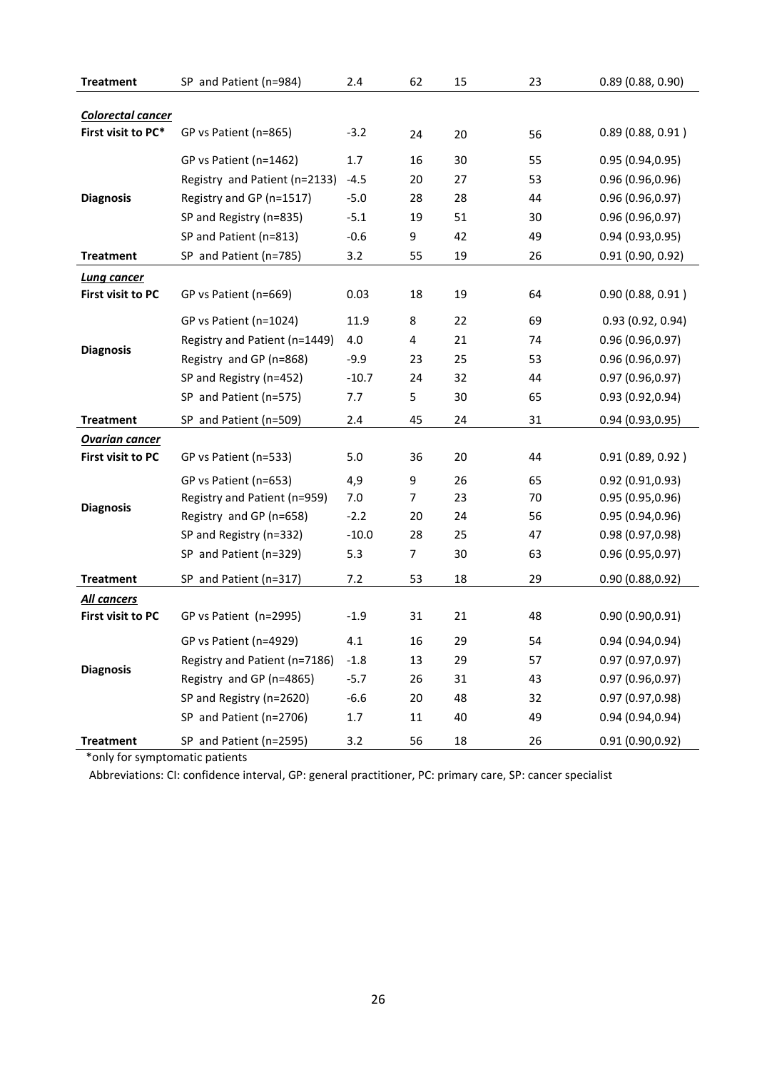| | | | | | | |
|---|---|---|---|---|---|---|
| **Treatment** | SP and Patient (n=984) | 2.4 | 62 | 15 | 23 | 0.89 (0.88, 0.90) |
| ***Colorectal cancer*** | | | | | | |
| **First visit to PC*** | GP vs Patient (n=865) | -3.2 | 24 | 20 | 56 | 0.89 (0.88, 0.91 ) |
| **Diagnosis** | GP vs Patient (n=1462) | 1.7 | 16 | 30 | 55 | 0.95 (0.94,0.95) |
| | Registry and Patient (n=2133) | -4.5 | 20 | 27 | 53 | 0.96 (0.96,0.96) |
| | Registry and GP (n=1517) | -5.0 | 28 | 28 | 44 | 0.96 (0.96,0.97) |
| | SP and Registry (n=835) | -5.1 | 19 | 51 | 30 | 0.96 (0.96,0.97) |
| | SP and Patient (n=813) | -0.6 | 9 | 42 | 49 | 0.94 (0.93,0.95) |
| **Treatment** | SP and Patient (n=785) | 3.2 | 55 | 19 | 26 | 0.91 (0.90, 0.92) |
| ***Lung cancer*** | | | | | | |
| **First visit to PC** | GP vs Patient (n=669) | 0.03 | 18 | 19 | 64 | 0.90 (0.88, 0.91 ) |
| **Diagnosis** | GP vs Patient (n=1024) | 11.9 | 8 | 22 | 69 | 0.93 (0.92, 0.94) |
| | Registry and Patient (n=1449) | 4.0 | 4 | 21 | 74 | 0.96 (0.96,0.97) |
| | Registry and GP (n=868) | -9.9 | 23 | 25 | 53 | 0.96 (0.96,0.97) |
| | SP and Registry (n=452) | -10.7 | 24 | 32 | 44 | 0.97 (0.96,0.97) |
| | SP and Patient (n=575) | 7.7 | 5 | 30 | 65 | 0.93 (0.92,0.94) |
| **Treatment** | SP and Patient (n=509) | 2.4 | 45 | 24 | 31 | 0.94 (0.93,0.95) |
| ***Ovarian cancer*** | | | | | | |
| **First visit to PC** | GP vs Patient (n=533) | 5.0 | 36 | 20 | 44 | 0.91 (0.89, 0.92 ) |
| **Diagnosis** | GP vs Patient (n=653) | 4,9 | 9 | 26 | 65 | 0.92 (0.91,0.93) |
| | Registry and Patient (n=959) | 7.0 | 7 | 23 | 70 | 0.95 (0.95,0.96) |
| | Registry and GP (n=658) | -2.2 | 20 | 24 | 56 | 0.95 (0.94,0.96) |
| | SP and Registry (n=332) | -10.0 | 28 | 25 | 47 | 0.98 (0.97,0.98) |
| | SP and Patient (n=329) | 5.3 | 7 | 30 | 63 | 0.96 (0.95,0.97) |
| **Treatment** | SP and Patient (n=317) | 7.2 | 53 | 18 | 29 | 0.90 (0.88,0.92) |
| ***All cancers*** | | | | | | |
| **First visit to PC** | GP vs Patient (n=2995) | -1.9 | 31 | 21 | 48 | 0.90 (0.90,0.91) |
| **Diagnosis** | GP vs Patient (n=4929) | 4.1 | 16 | 29 | 54 | 0.94 (0.94,0.94) |
| | Registry and Patient (n=7186) | -1.8 | 13 | 29 | 57 | 0.97 (0.97,0.97) |
| | Registry and GP (n=4865) | -5.7 | 26 | 31 | 43 | 0.97 (0.96,0.97) |
| | SP and Registry (n=2620) | -6.6 | 20 | 48 | 32 | 0.97 (0.97,0.98) |
| | SP and Patient (n=2706) | 1.7 | 11 | 40 | 49 | 0.94 (0.94,0.94) |
| **Treatment** | SP and Patient (n=2595) | 3.2 | 56 | 18 | 26 | 0.91 (0.90,0.92) |

*only for symptomatic patients

Abbreviations: CI: confidence interval, GP: general practitioner, PC: primary care, SP: cancer specialist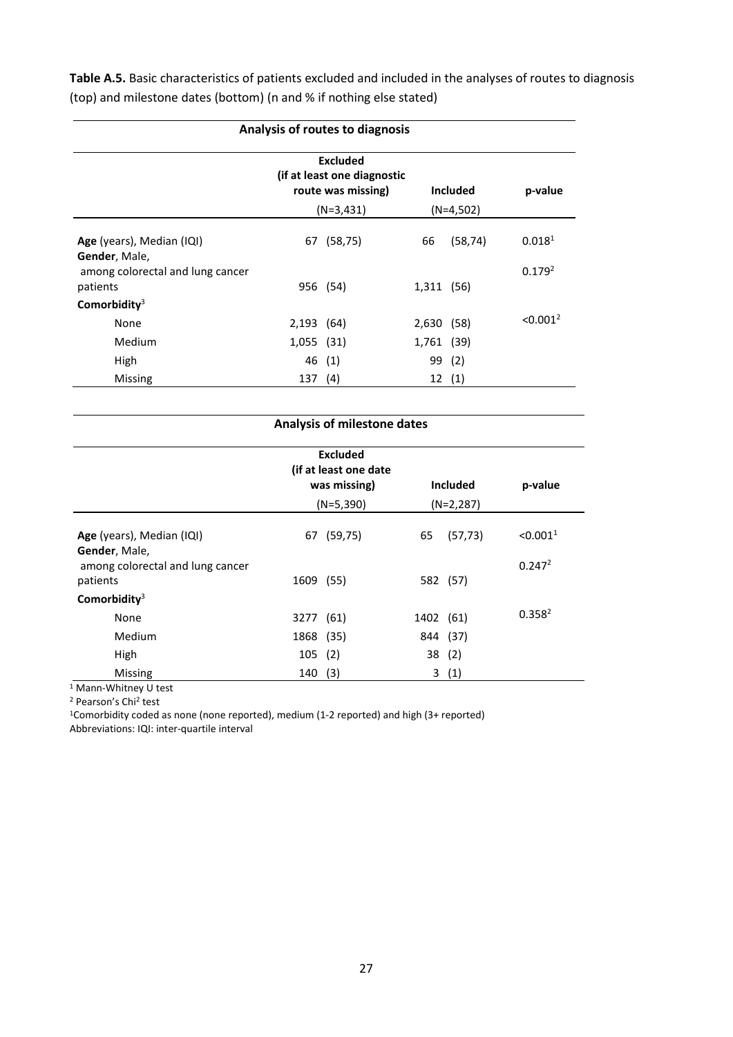**Table A.5.** Basic characteristics of patients excluded and included in the analyses of routes to diagnosis (top) and milestone dates (bottom) (n and % if nothing else stated)

**Analysis of routes to diagnosis**

| | Excluded (if at least one diagnostic route was missing) (N=3,431) | | Included (N=4,502) | | p-value |
|---|---|---|---|---|---|
| **Age** (years), Median (IQI) | 67 | (58,75) | 66 | (58,74) | 0.018[1] |
| **Gender**, Male, among colorectal and lung cancer patients | 956 | (54) | 1,311 | (56) | 0.179[2] |
| **Comorbidity**[3] | | | | | |
| None | 2,193 | (64) | 2,630 | (58) | <0.001[2] |
| Medium | 1,055 | (31) | 1,761 | (39) | |
| High | 46 | (1) | 99 | (2) | |
| Missing | 137 | (4) | 12 | (1) | |

**Analysis of milestone dates**

| | Excluded (if at least one date was missing) (N=5,390) | | Included (N=2,287) | | p-value |
|---|---|---|---|---|---|
| **Age** (years), Median (IQI) | 67 | (59,75) | 65 | (57,73) | <0.001[1] |
| **Gender**, Male, among colorectal and lung cancer patients | 1609 | (55) | 582 | (57) | 0.247[2] |
| **Comorbidity**[3] | | | | | |
| None | 3277 | (61) | 1402 | (61) | 0.358[2] |
| Medium | 1868 | (35) | 844 | (37) | |
| High | 105 | (2) | 38 | (2) | |
| Missing | 140 | (3) | 3 | (1) | |

[1] Mann-Whitney U test

[2] Pearson's Chi[2] test

[1]Comorbidity coded as none (none reported), medium (1-2 reported) and high (3+ reported)

Abbreviations: IQI: inter-quartile interval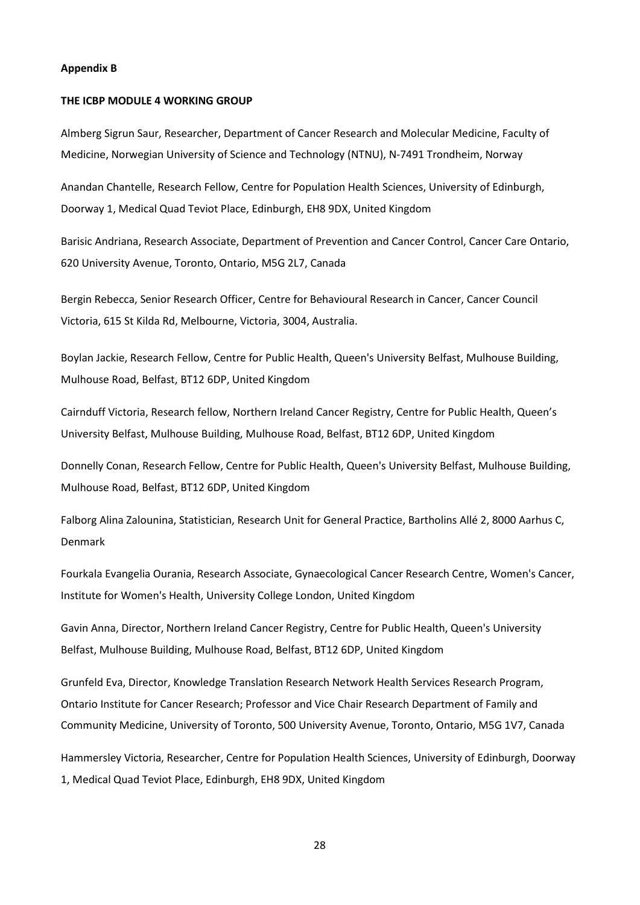**Appendix B**

**THE ICBP MODULE 4 WORKING GROUP**

Almberg Sigrun Saur, Researcher, Department of Cancer Research and Molecular Medicine, Faculty of Medicine, Norwegian University of Science and Technology (NTNU), N-7491 Trondheim, Norway

Anandan Chantelle, Research Fellow, Centre for Population Health Sciences, University of Edinburgh, Doorway 1, Medical Quad Teviot Place, Edinburgh, EH8 9DX, United Kingdom

Barisic Andriana, Research Associate, Department of Prevention and Cancer Control, Cancer Care Ontario, 620 University Avenue, Toronto, Ontario, M5G 2L7, Canada

Bergin Rebecca, Senior Research Officer, Centre for Behavioural Research in Cancer, Cancer Council Victoria, 615 St Kilda Rd, Melbourne, Victoria, 3004, Australia.

Boylan Jackie, Research Fellow, Centre for Public Health, Queen's University Belfast, Mulhouse Building, Mulhouse Road, Belfast, BT12 6DP, United Kingdom

Cairnduff Victoria, Research fellow, Northern Ireland Cancer Registry, Centre for Public Health, Queen's University Belfast, Mulhouse Building, Mulhouse Road, Belfast, BT12 6DP, United Kingdom

Donnelly Conan, Research Fellow, Centre for Public Health, Queen's University Belfast, Mulhouse Building, Mulhouse Road, Belfast, BT12 6DP, United Kingdom

Falborg Alina Zalounina, Statistician, Research Unit for General Practice, Bartholins Allé 2, 8000 Aarhus C, Denmark

Fourkala Evangelia Ourania, Research Associate, Gynaecological Cancer Research Centre, Women's Cancer, Institute for Women's Health, University College London, United Kingdom

Gavin Anna, Director, Northern Ireland Cancer Registry, Centre for Public Health, Queen's University Belfast, Mulhouse Building, Mulhouse Road, Belfast, BT12 6DP, United Kingdom

Grunfeld Eva, Director, Knowledge Translation Research Network Health Services Research Program, Ontario Institute for Cancer Research; Professor and Vice Chair Research Department of Family and Community Medicine, University of Toronto, 500 University Avenue, Toronto, Ontario, M5G 1V7, Canada

Hammersley Victoria, Researcher, Centre for Population Health Sciences, University of Edinburgh, Doorway 1, Medical Quad Teviot Place, Edinburgh, EH8 9DX, United Kingdom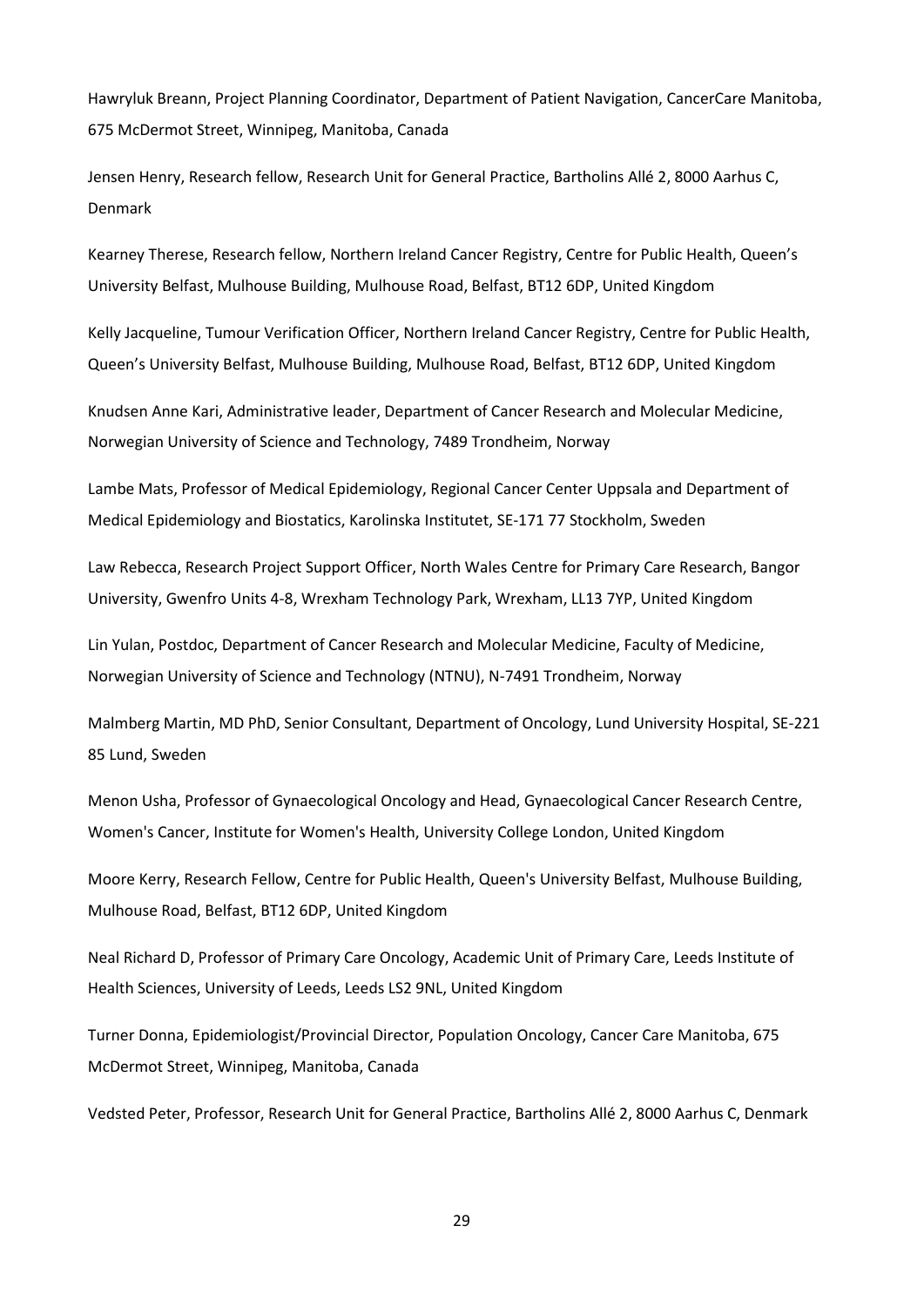Hawryluk Breann, Project Planning Coordinator, Department of Patient Navigation, CancerCare Manitoba, 675 McDermot Street, Winnipeg, Manitoba, Canada

Jensen Henry, Research fellow, Research Unit for General Practice, Bartholins Allé 2, 8000 Aarhus C, Denmark

Kearney Therese, Research fellow, Northern Ireland Cancer Registry, Centre for Public Health, Queen's University Belfast, Mulhouse Building, Mulhouse Road, Belfast, BT12 6DP, United Kingdom

Kelly Jacqueline, Tumour Verification Officer, Northern Ireland Cancer Registry, Centre for Public Health, Queen's University Belfast, Mulhouse Building, Mulhouse Road, Belfast, BT12 6DP, United Kingdom

Knudsen Anne Kari, Administrative leader, Department of Cancer Research and Molecular Medicine, Norwegian University of Science and Technology, 7489 Trondheim, Norway

Lambe Mats, Professor of Medical Epidemiology, Regional Cancer Center Uppsala and Department of Medical Epidemiology and Biostatics, Karolinska Institutet, SE-171 77 Stockholm, Sweden

Law Rebecca, Research Project Support Officer, North Wales Centre for Primary Care Research, Bangor University, Gwenfro Units 4-8, Wrexham Technology Park, Wrexham, LL13 7YP, United Kingdom

Lin Yulan, Postdoc, Department of Cancer Research and Molecular Medicine, Faculty of Medicine, Norwegian University of Science and Technology (NTNU), N-7491 Trondheim, Norway

Malmberg Martin, MD PhD, Senior Consultant, Department of Oncology, Lund University Hospital, SE-221 85 Lund, Sweden

Menon Usha, Professor of Gynaecological Oncology and Head, Gynaecological Cancer Research Centre, Women's Cancer, Institute for Women's Health, University College London, United Kingdom

Moore Kerry, Research Fellow, Centre for Public Health, Queen's University Belfast, Mulhouse Building, Mulhouse Road, Belfast, BT12 6DP, United Kingdom

Neal Richard D, Professor of Primary Care Oncology, Academic Unit of Primary Care, Leeds Institute of Health Sciences, University of Leeds, Leeds LS2 9NL, United Kingdom

Turner Donna, Epidemiologist/Provincial Director, Population Oncology, Cancer Care Manitoba, 675 McDermot Street, Winnipeg, Manitoba, Canada

Vedsted Peter, Professor, Research Unit for General Practice, Bartholins Allé 2, 8000 Aarhus C, Denmark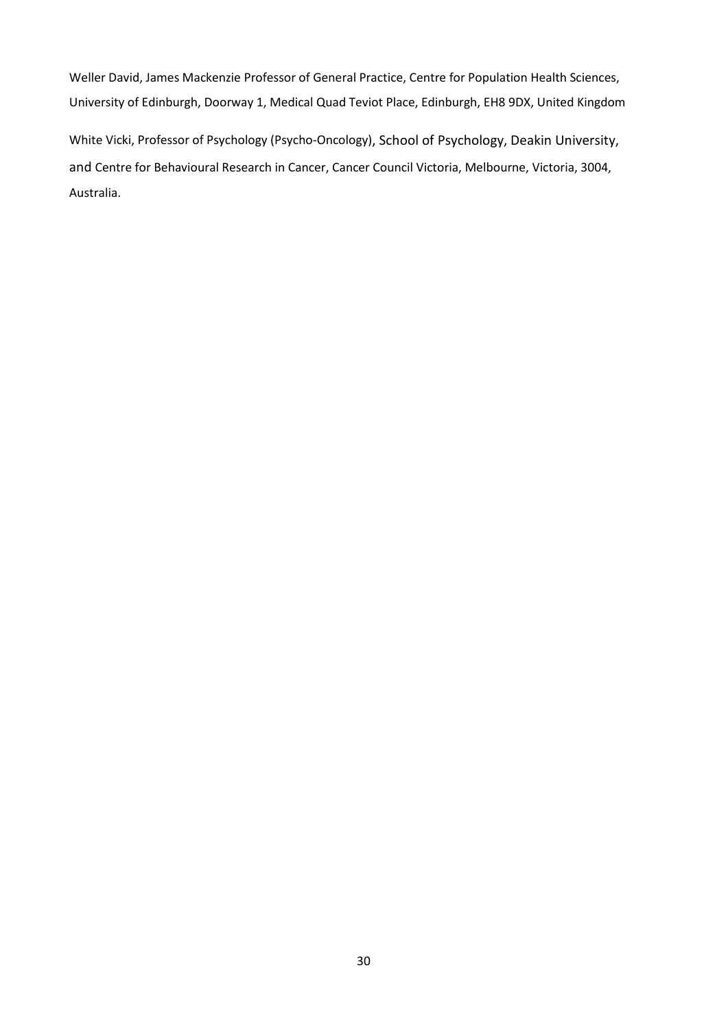Weller David, James Mackenzie Professor of General Practice, Centre for Population Health Sciences, University of Edinburgh, Doorway 1, Medical Quad Teviot Place, Edinburgh, EH8 9DX, United Kingdom

White Vicki, Professor of Psychology (Psycho-Oncology), School of Psychology, Deakin University, and Centre for Behavioural Research in Cancer, Cancer Council Victoria, Melbourne, Victoria, 3004, Australia.